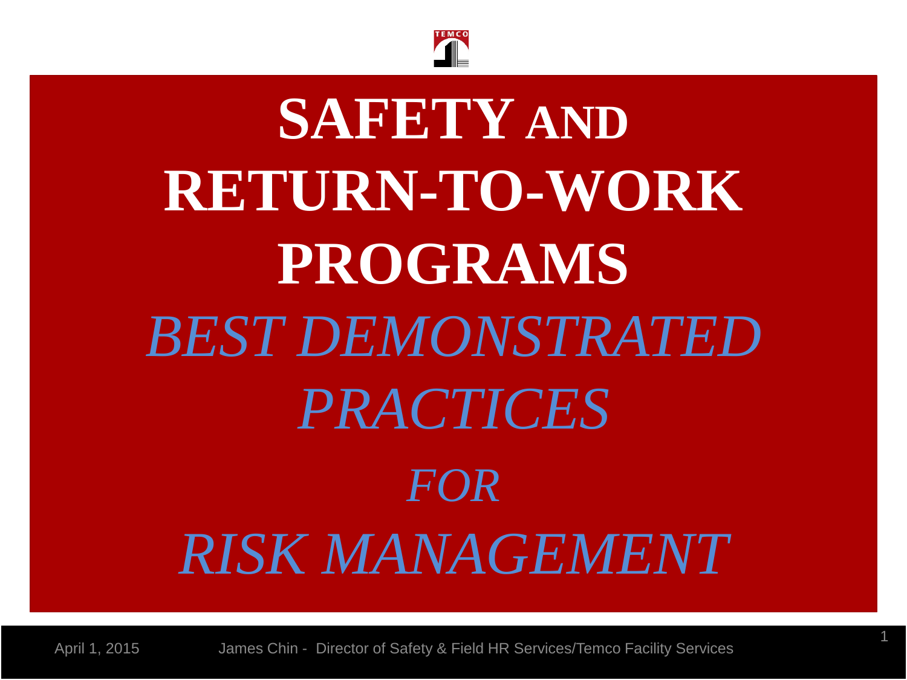# SAFETY AND RETURN-TO-WORK PROGRAMS

## *BEST DEMONSTRATED PRACTICES FOR RISK MANAGEMENT*

April 1, 2015

James Chin - Director of Safety & Field HR Services/Temco Facility Services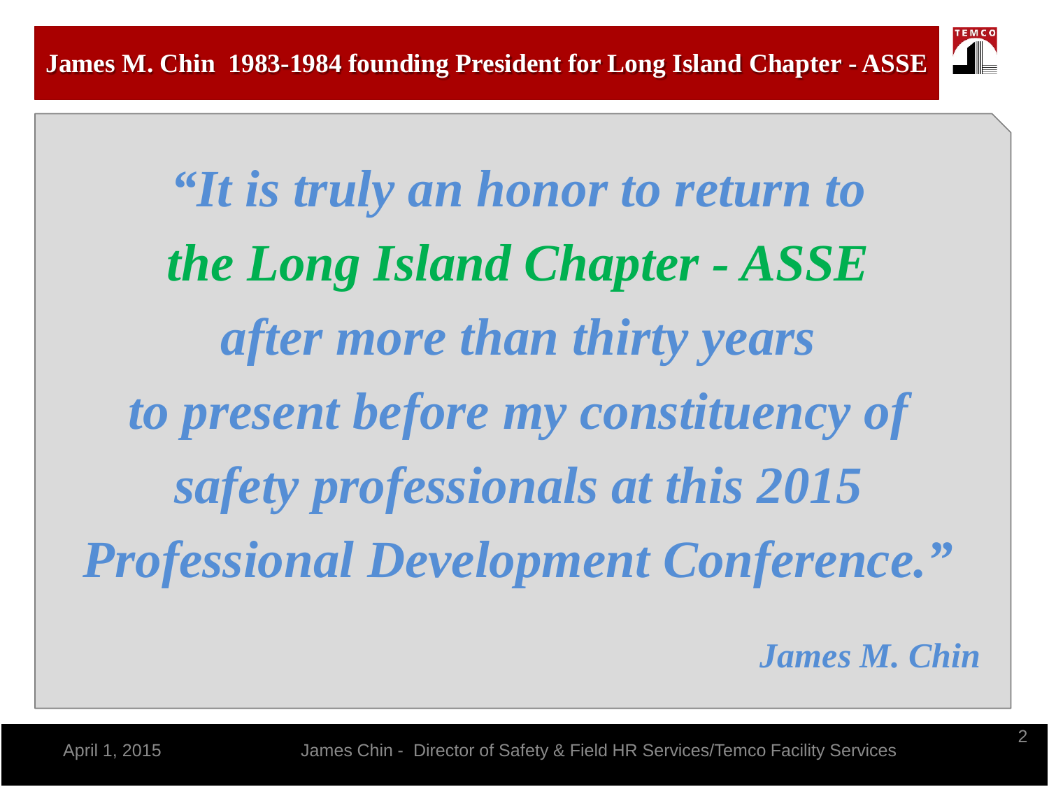# James M. Chin 1983-1984 founding President for Long Island Chapter - ASSE

***"It is truly an honor to return to the Long Island Chapter - ASSE after more than thirty years to present before my constituency of safety professionals at this 2015 Professional Development Conference."***

***James M. Chin***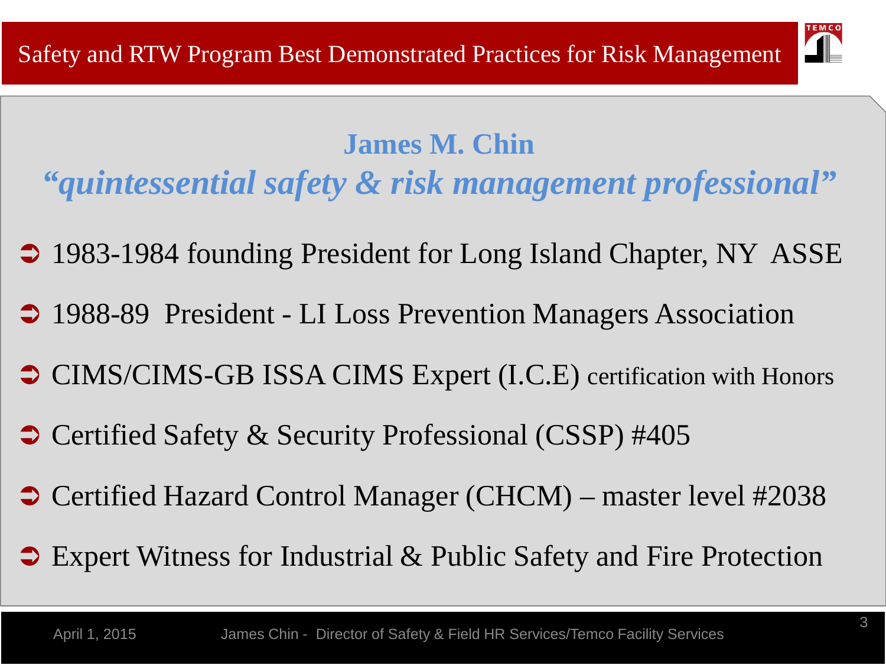## James M. Chin

### *"quintessential safety & risk management professional"*

- 1983-1984 founding President for Long Island Chapter, NY ASSE
- 1988-89 President - LI Loss Prevention Managers Association
- CIMS/CIMS-GB ISSA CIMS Expert (I.C.E) certification with Honors
- Certified Safety & Security Professional (CSSP) #405
- Certified Hazard Control Manager (CHCM) – master level #2038
- Expert Witness for Industrial & Public Safety and Fire Protection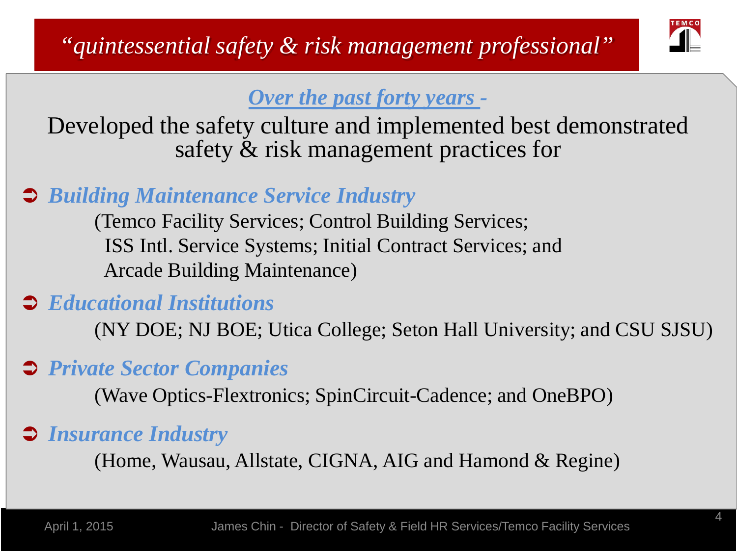# *"quintessential safety & risk management professional"*

***Over the past forty years -***

Developed the safety culture and implemented best demonstrated safety & risk management practices for

- ***Building Maintenance Service Industry***

  (Temco Facility Services; Control Building Services; ISS Intl. Service Systems; Initial Contract Services; and Arcade Building Maintenance)

- ***Educational Institutions***

  (NY DOE; NJ BOE; Utica College; Seton Hall University; and CSU SJSU)

- ***Private Sector Companies***

  (Wave Optics-Flextronics; SpinCircuit-Cadence; and OneBPO)

- ***Insurance Industry***

  (Home, Wausau, Allstate, CIGNA, AIG and Hamond & Regine)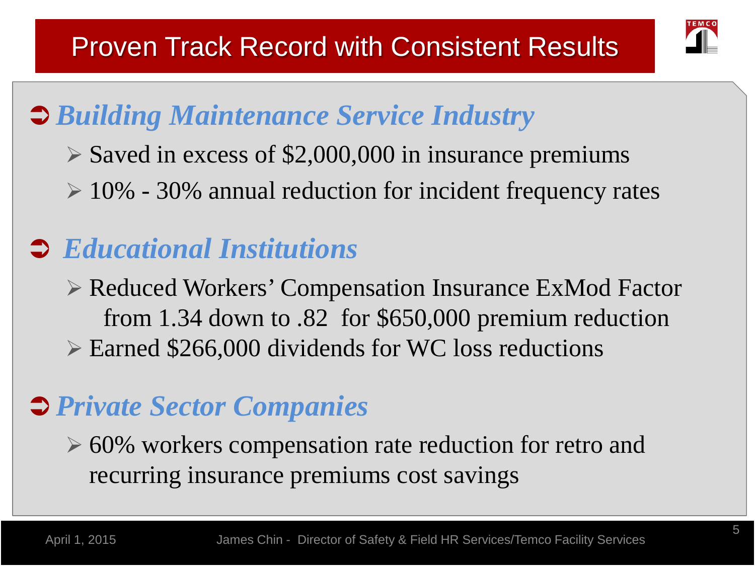# Proven Track Record with Consistent Results

## *Building Maintenance Service Industry*

- Saved in excess of $2,000,000 in insurance premiums
- 10% - 30% annual reduction for incident frequency rates

## *Educational Institutions*

- Reduced Workers' Compensation Insurance ExMod Factor from 1.34 down to .82 for $650,000 premium reduction
- Earned $266,000 dividends for WC loss reductions

## *Private Sector Companies*

- 60% workers compensation rate reduction for retro and recurring insurance premiums cost savings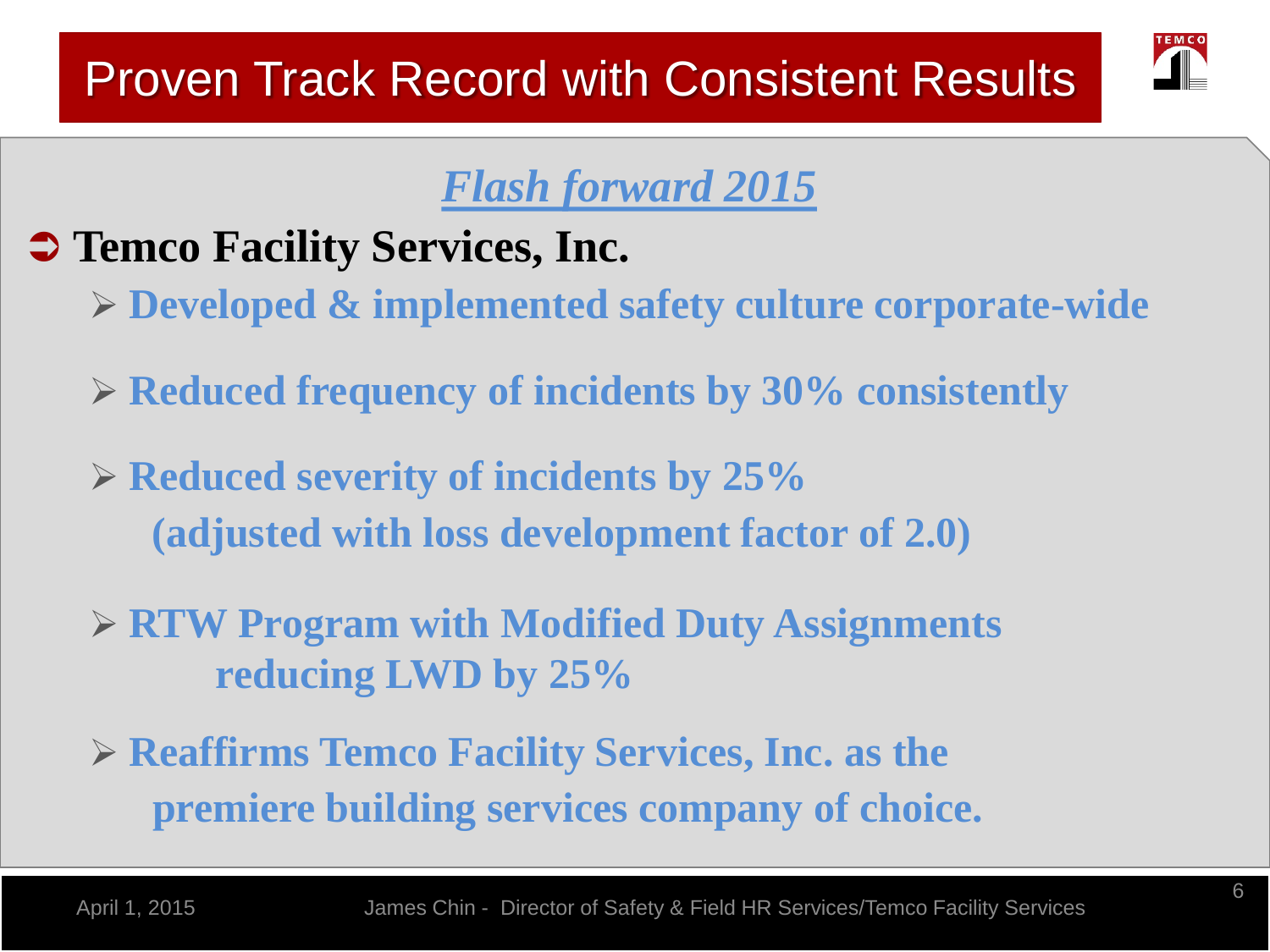# Proven Track Record with Consistent Results

## *Flash forward 2015*

- **Temco Facility Services, Inc.**
  - **Developed & implemented safety culture corporate-wide**
  - **Reduced frequency of incidents by 30% consistently**
  - **Reduced severity of incidents by 25% (adjusted with loss development factor of 2.0)**
  - **RTW Program with Modified Duty Assignments reducing LWD by 25%**
  - **Reaffirms Temco Facility Services, Inc. as the premiere building services company of choice.**

April 1, 2015 James Chin - Director of Safety & Field HR Services/Temco Facility Services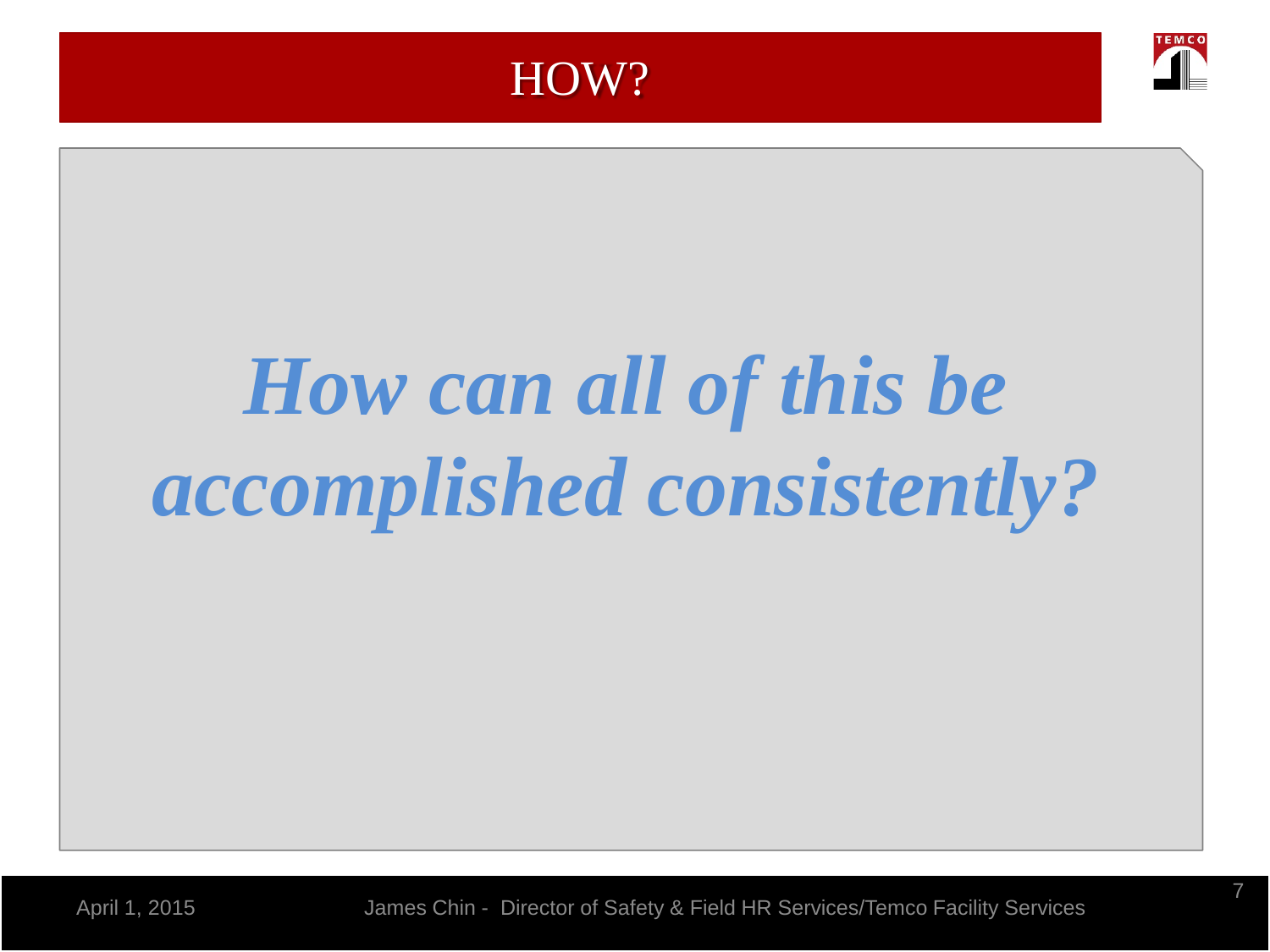# HOW?

***How can all of this be accomplished consistently?***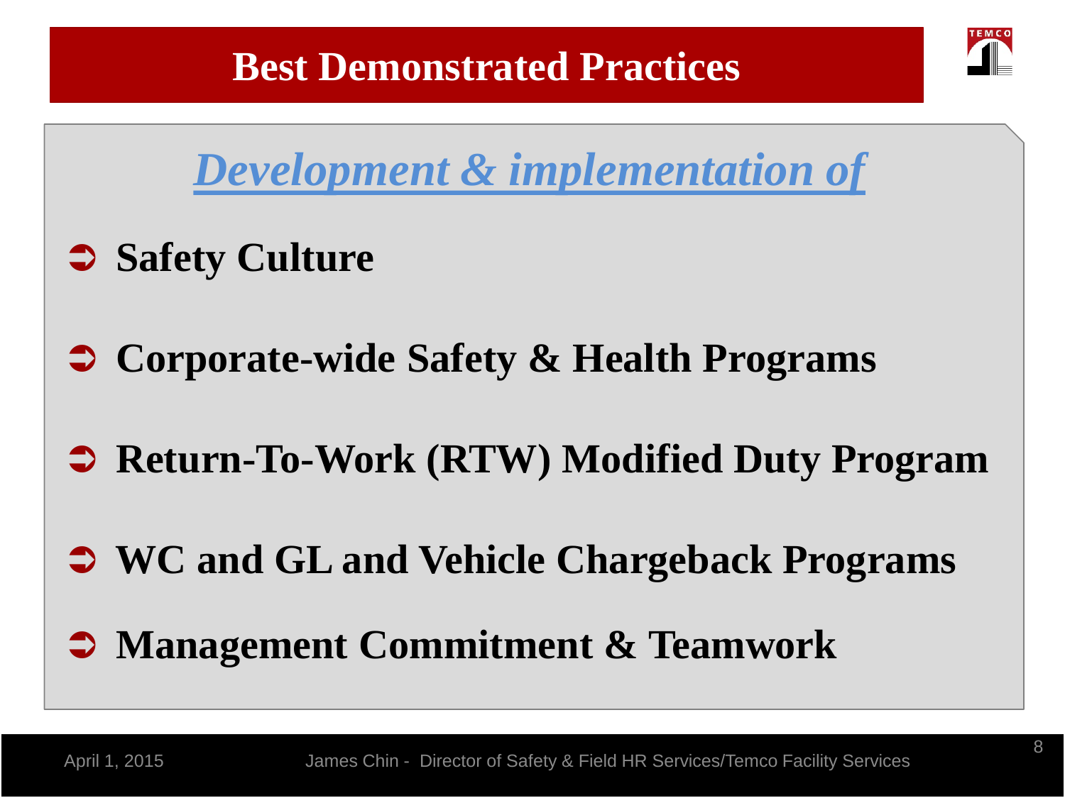# Best Demonstrated Practices

***Development & implementation of***

- **Safety Culture**
- **Corporate-wide Safety & Health Programs**
- **Return-To-Work (RTW) Modified Duty Program**
- **WC and GL and Vehicle Chargeback Programs**
- **Management Commitment & Teamwork**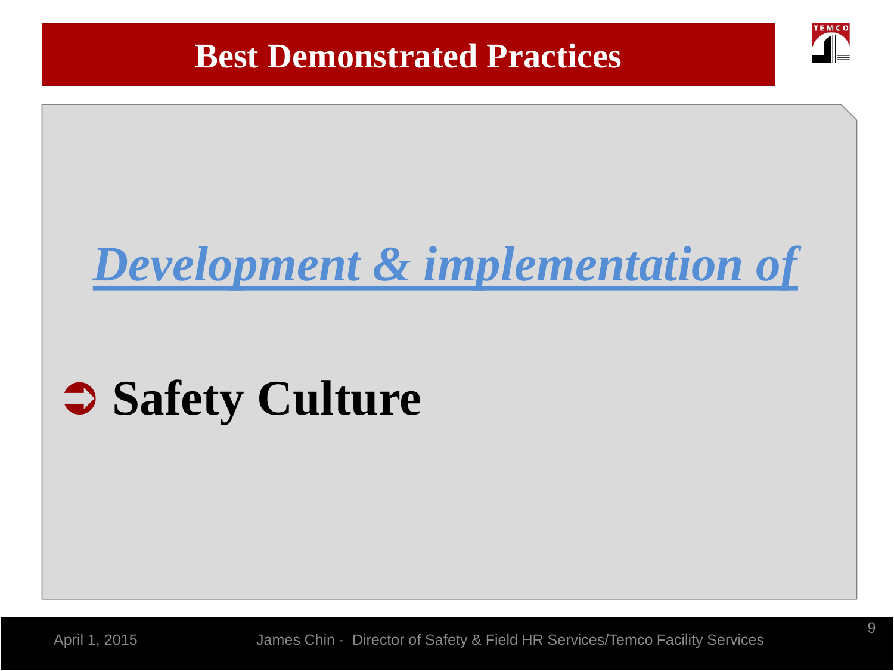# Best Demonstrated Practices

***Development & implementation of***

- **Safety Culture**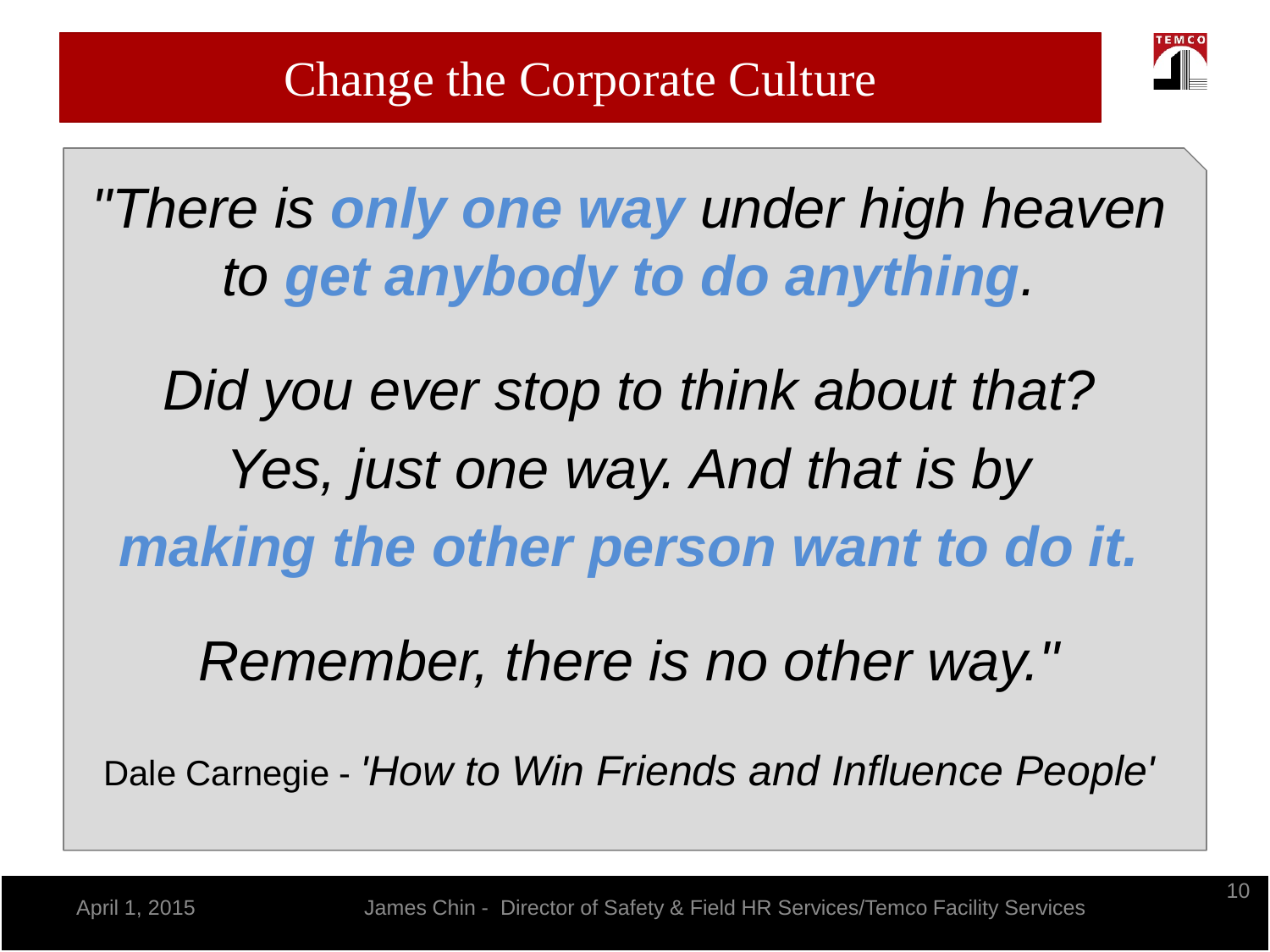# Change the Corporate Culture

*"There is **only one way** under high heaven to **get anybody to do anything**.*

*Did you ever stop to think about that? Yes, just one way. And that is by **making the other person want to do it.***

*Remember, there is no other way."*

Dale Carnegie - *'How to Win Friends and Influence People'*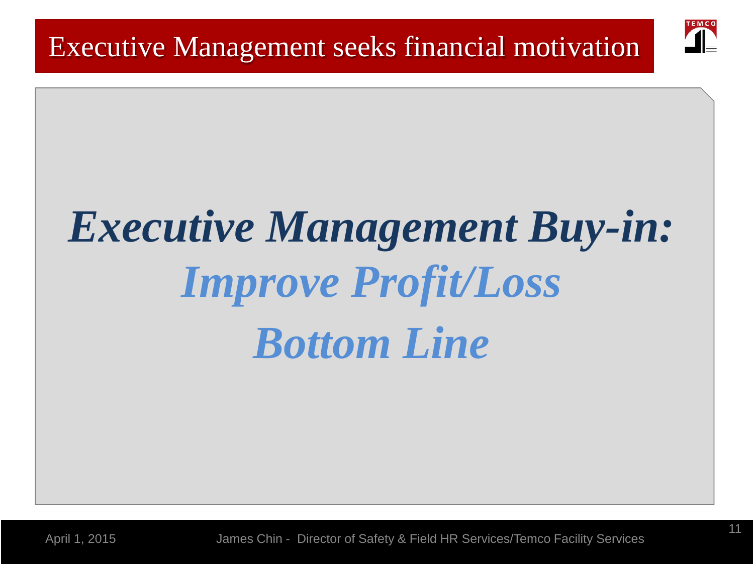# Executive Management seeks financial motivation

***Executive Management Buy-in:***

***Improve Profit/Loss***

***Bottom Line***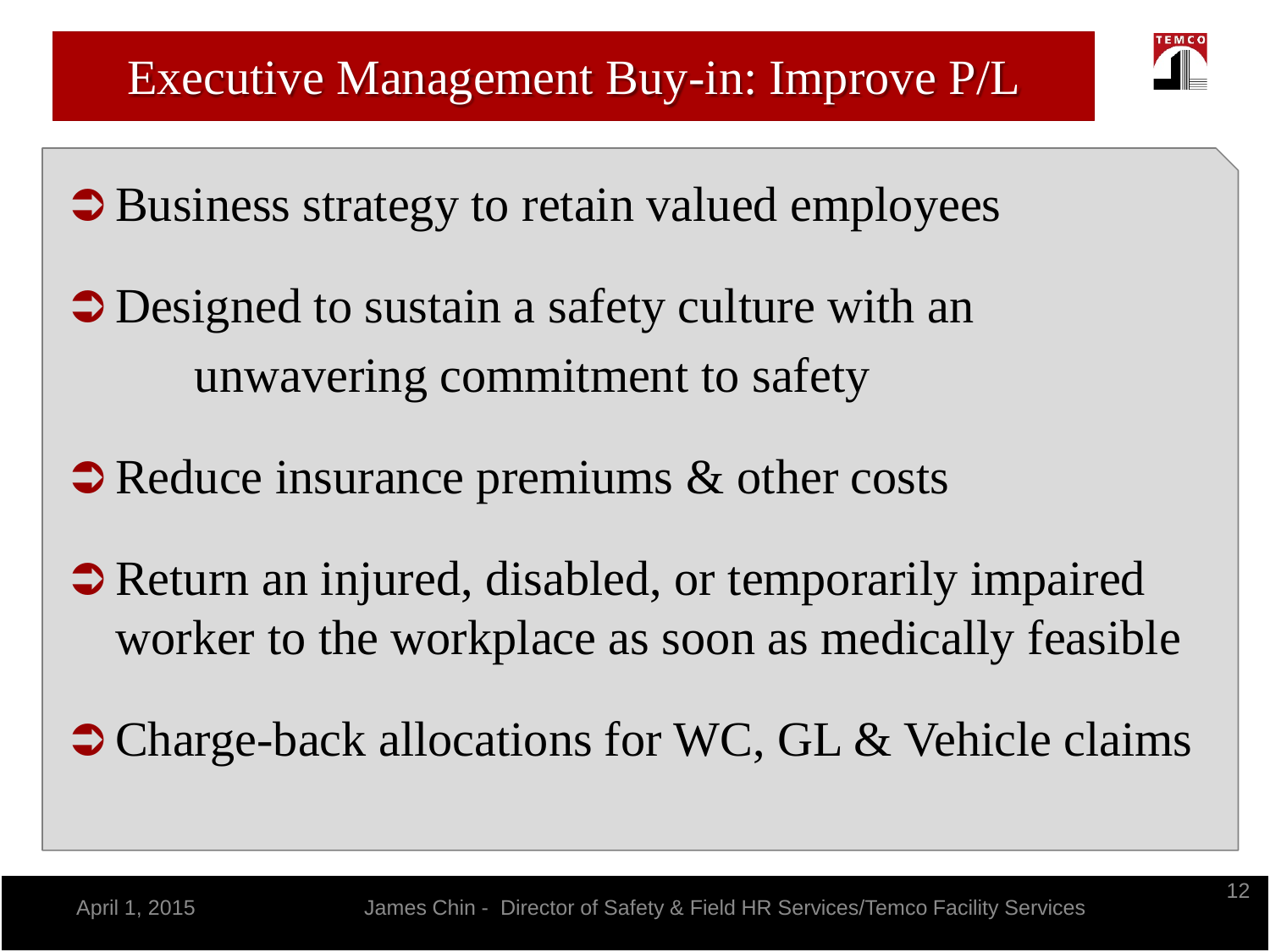# Executive Management Buy-in: Improve P/L

- Business strategy to retain valued employees
- Designed to sustain a safety culture with an unwavering commitment to safety
- Reduce insurance premiums & other costs
- Return an injured, disabled, or temporarily impaired worker to the workplace as soon as medically feasible
- Charge-back allocations for WC, GL & Vehicle claims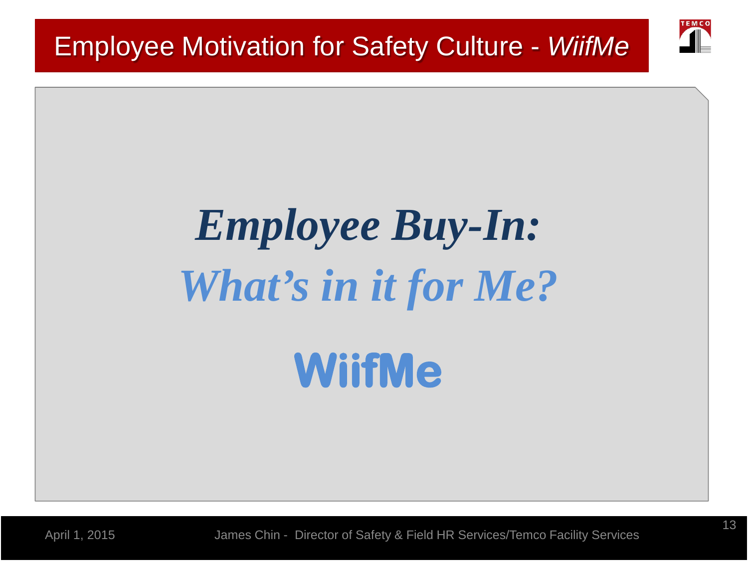# Employee Motivation for Safety Culture - *WiifMe*

## ***Employee Buy-In:***

## ***What's in it for Me?***

**WiifMe**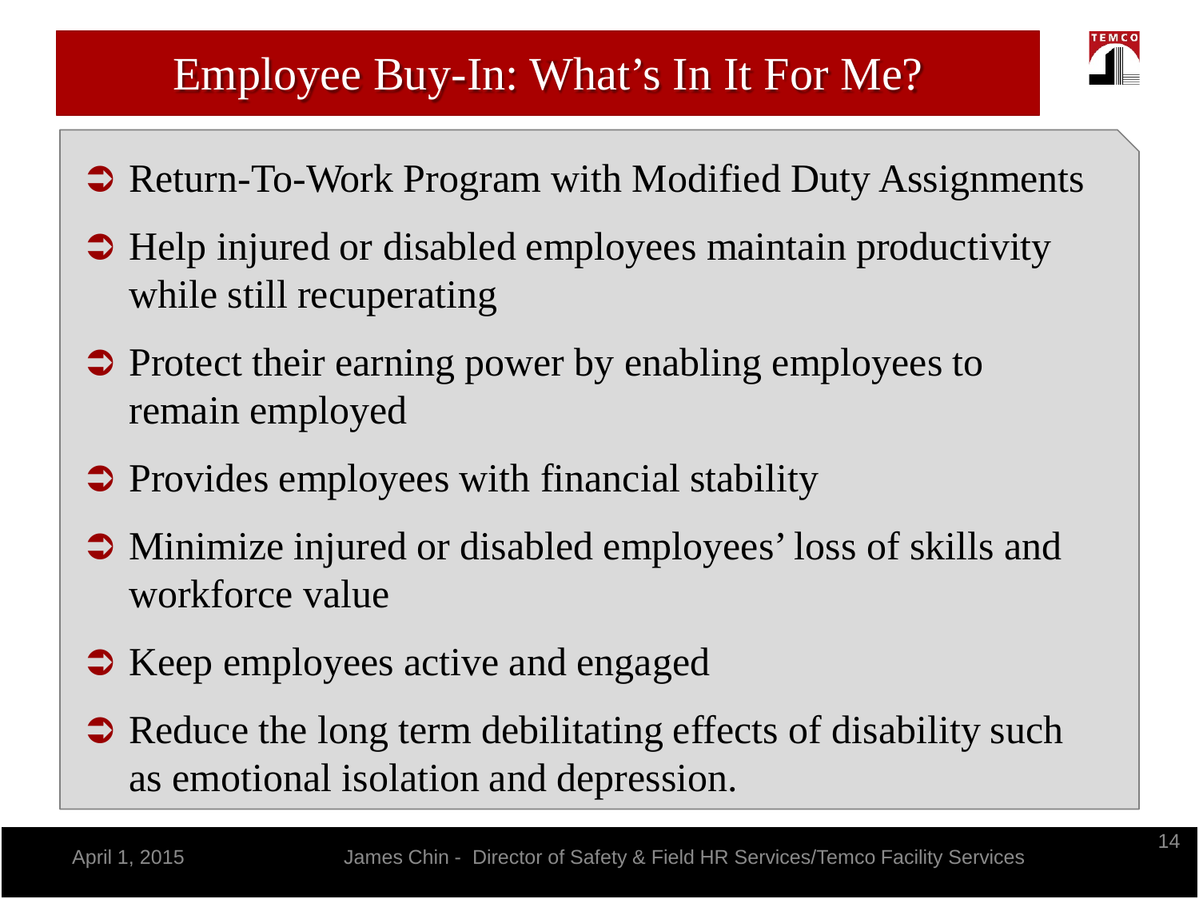# Employee Buy-In: What's In It For Me?

- Return-To-Work Program with Modified Duty Assignments
- Help injured or disabled employees maintain productivity while still recuperating
- Protect their earning power by enabling employees to remain employed
- Provides employees with financial stability
- Minimize injured or disabled employees' loss of skills and workforce value
- Keep employees active and engaged
- Reduce the long term debilitating effects of disability such as emotional isolation and depression.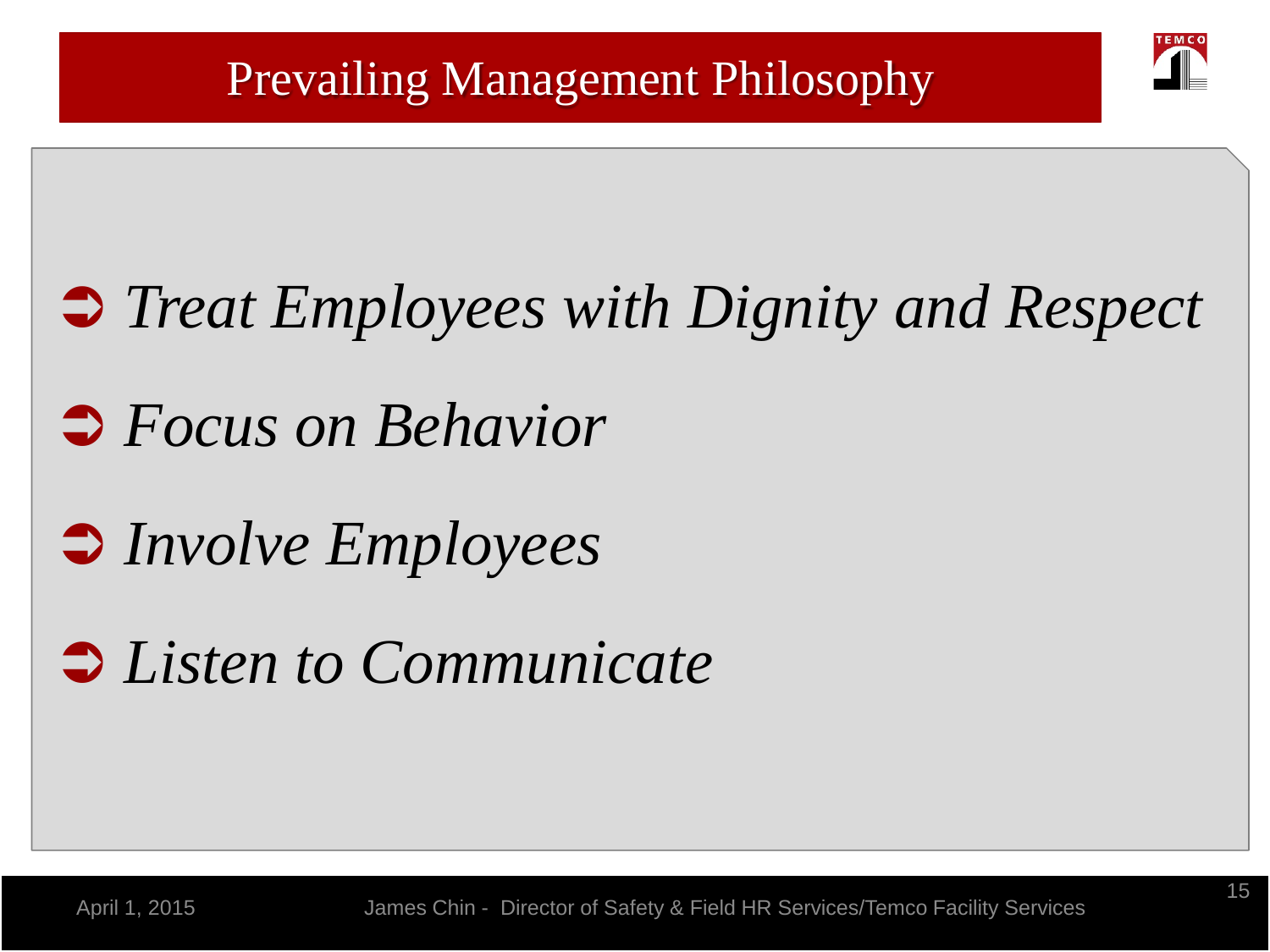# Prevailing Management Philosophy

- *Treat Employees with Dignity and Respect*
- *Focus on Behavior*
- *Involve Employees*
- *Listen to Communicate*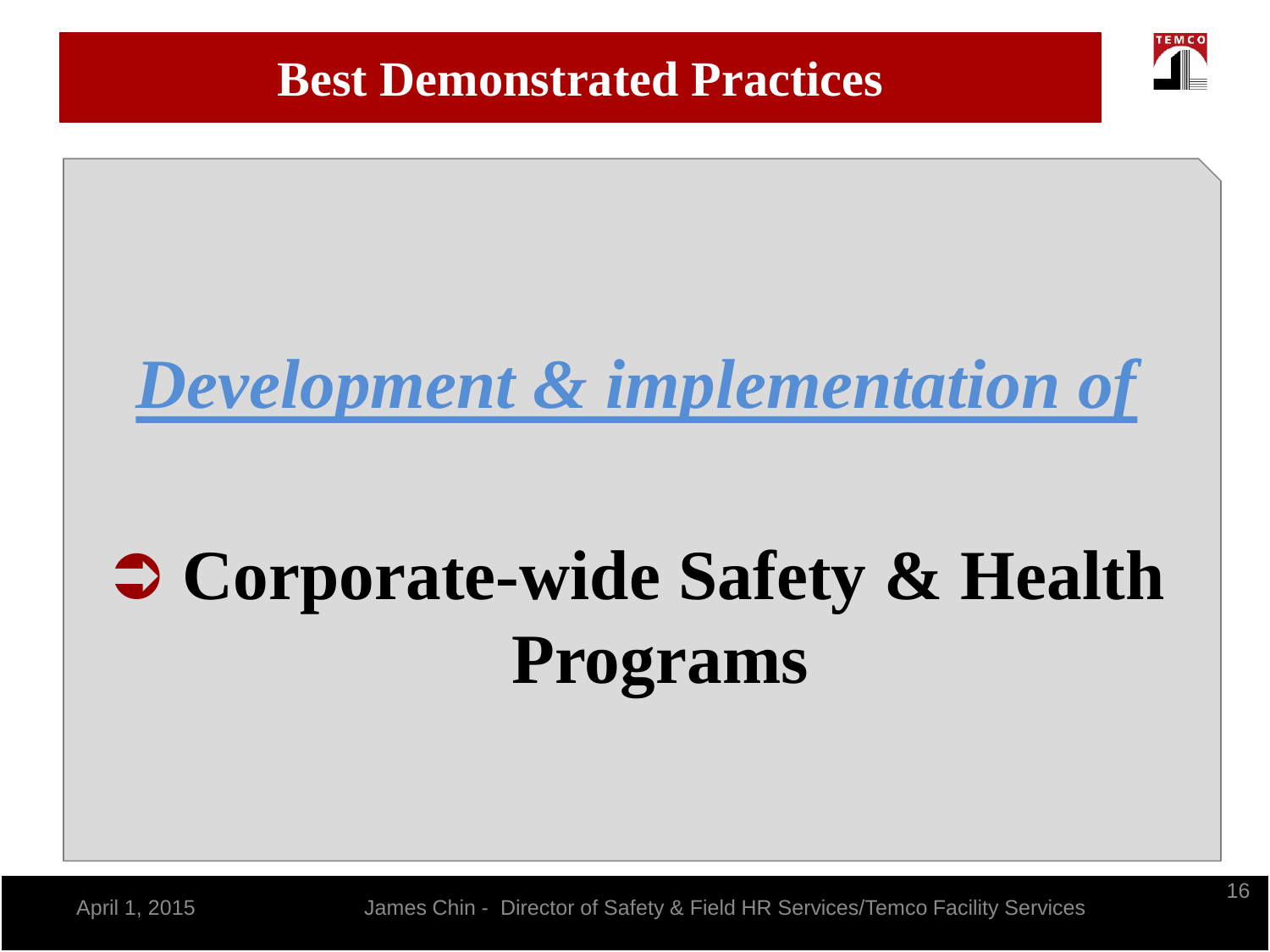# Best Demonstrated Practices

***Development & implementation of***

- **Corporate-wide Safety & Health Programs**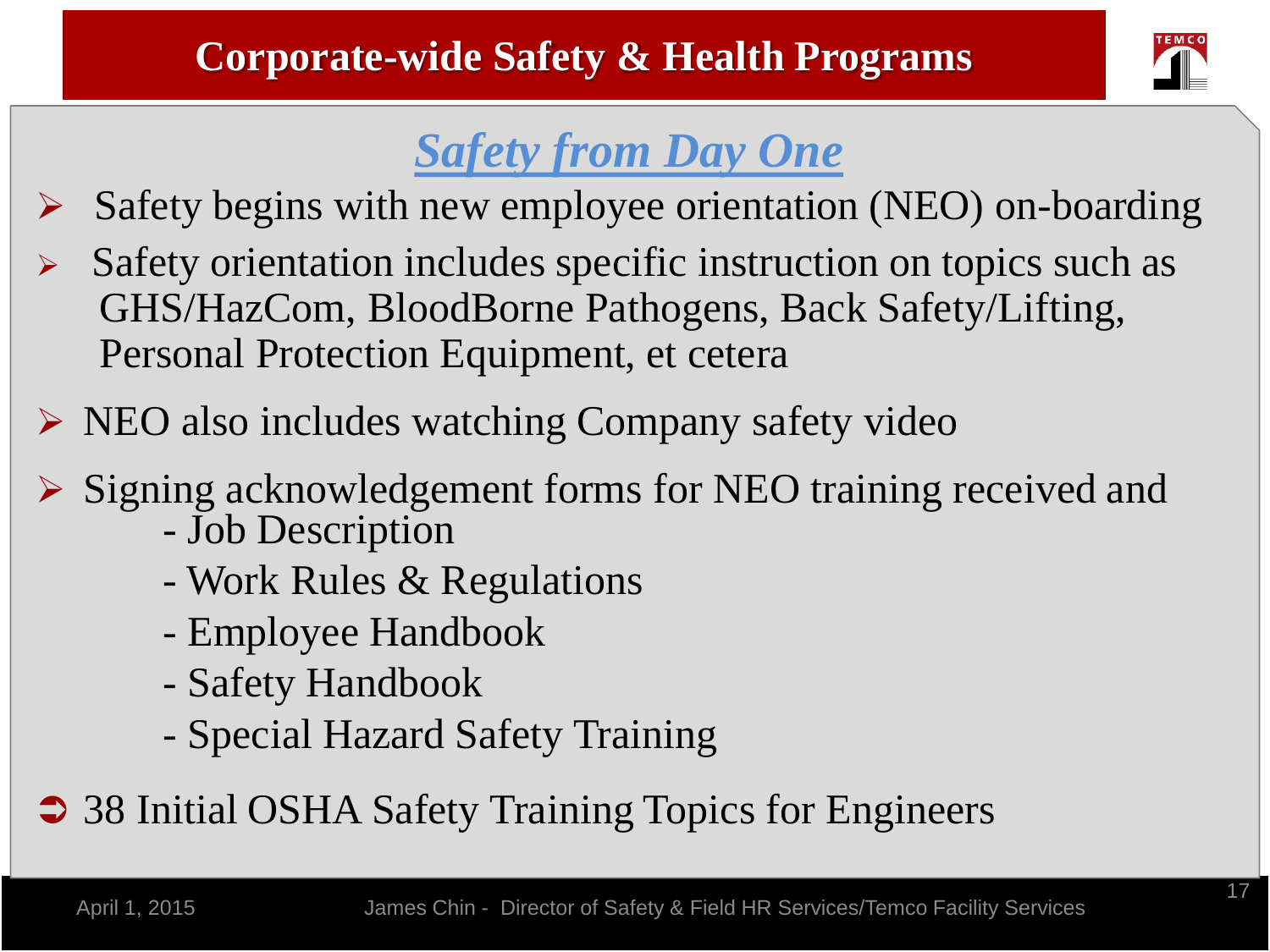# Corporate-wide Safety & Health Programs

## *Safety from Day One*

- Safety begins with new employee orientation (NEO) on-boarding
- Safety orientation includes specific instruction on topics such as GHS/HazCom, BloodBorne Pathogens, Back Safety/Lifting, Personal Protection Equipment, et cetera
- NEO also includes watching Company safety video
- Signing acknowledgement forms for NEO training received and
  - Job Description
  - Work Rules & Regulations
  - Employee Handbook
  - Safety Handbook
  - Special Hazard Safety Training
- 38 Initial OSHA Safety Training Topics for Engineers

April 1, 2015 James Chin - Director of Safety & Field HR Services/Temco Facility Services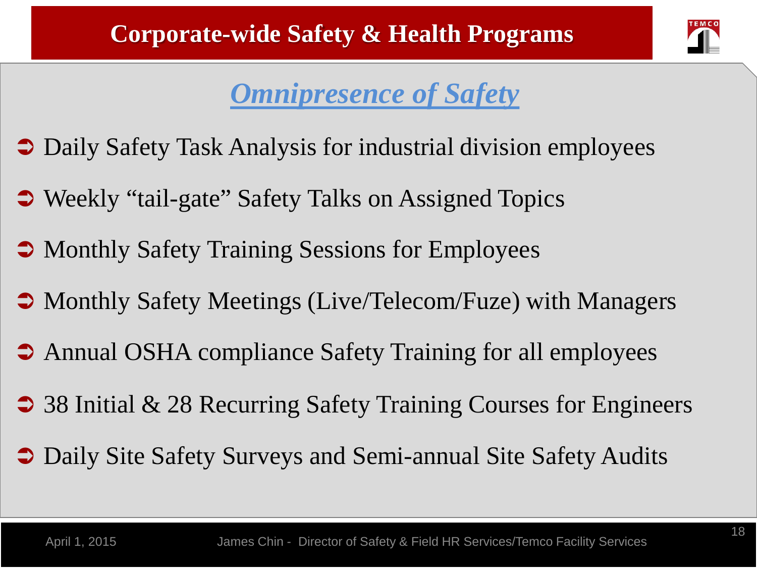# Corporate-wide Safety & Health Programs

## *Omnipresence of Safety*

- Daily Safety Task Analysis for industrial division employees
- Weekly “tail-gate” Safety Talks on Assigned Topics
- Monthly Safety Training Sessions for Employees
- Monthly Safety Meetings (Live/Telecom/Fuze) with Managers
- Annual OSHA compliance Safety Training for all employees
- 38 Initial & 28 Recurring Safety Training Courses for Engineers
- Daily Site Safety Surveys and Semi-annual Site Safety Audits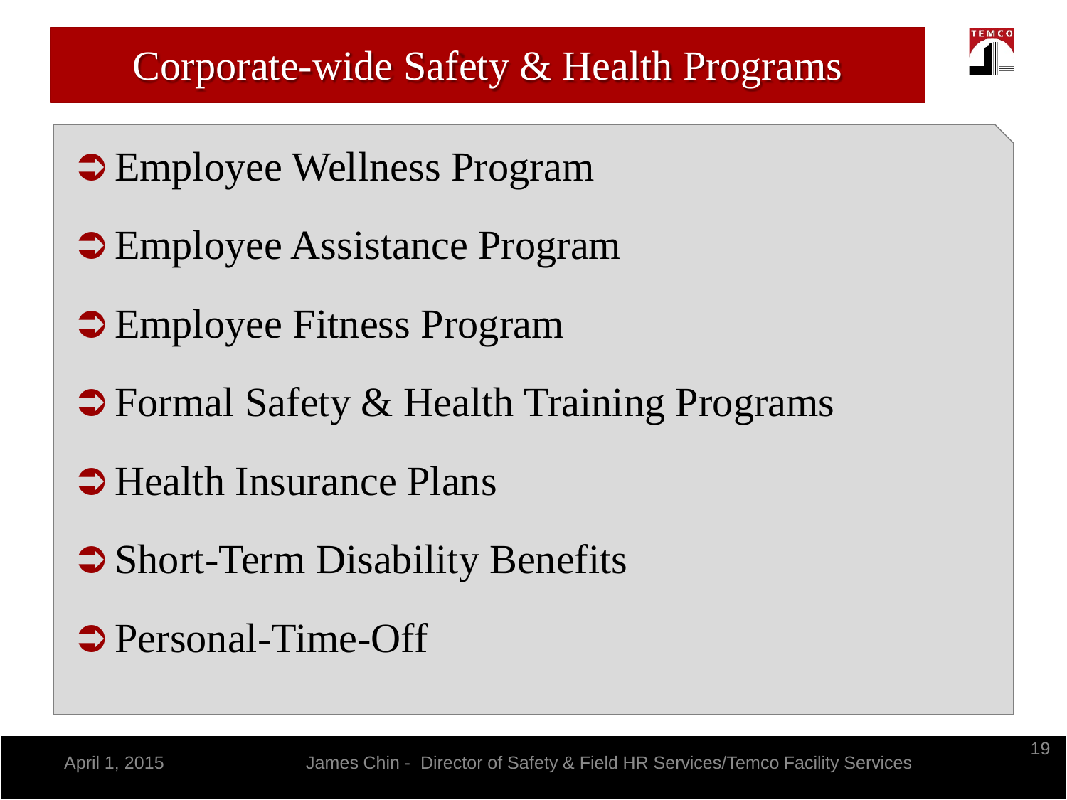# Corporate-wide Safety & Health Programs

- Employee Wellness Program
- Employee Assistance Program
- Employee Fitness Program
- Formal Safety & Health Training Programs
- Health Insurance Plans
- Short-Term Disability Benefits
- Personal-Time-Off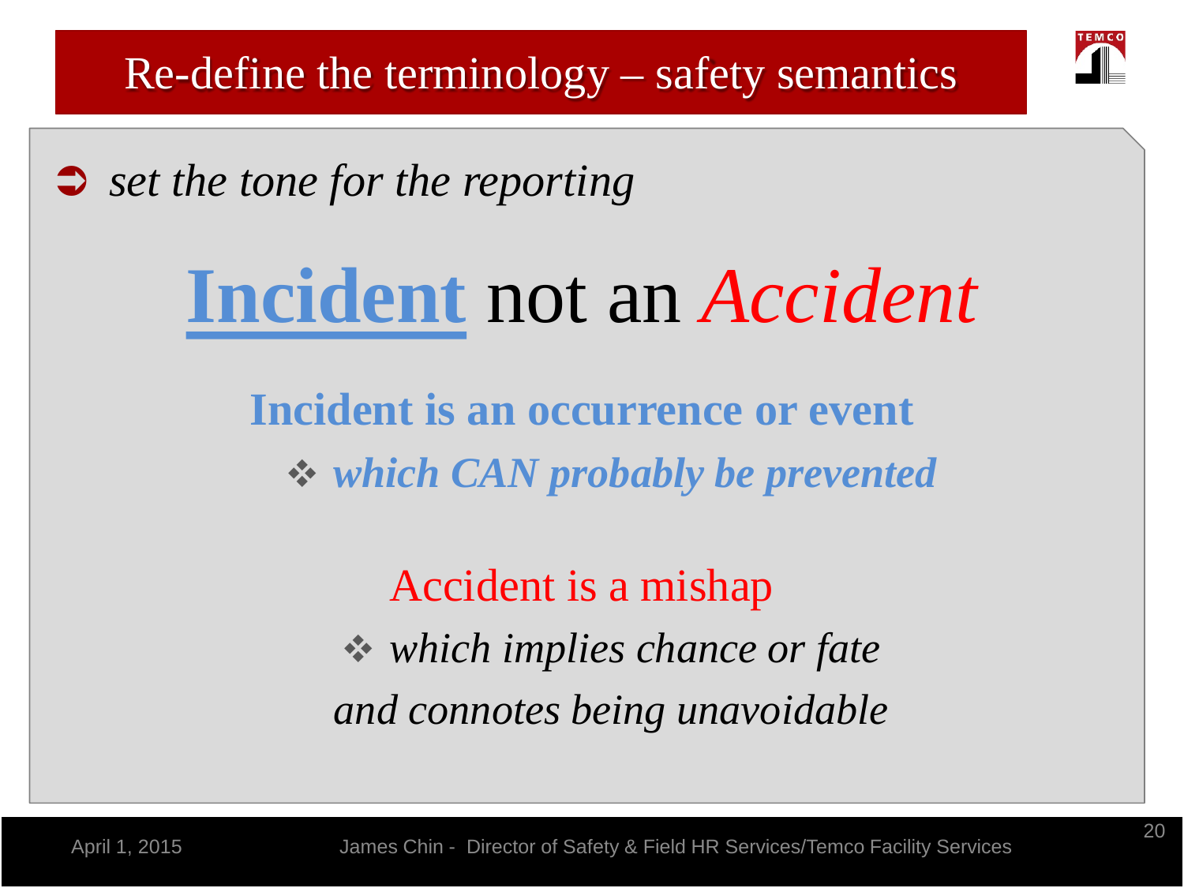# Re-define the terminology – safety semantics

- *set the tone for the reporting*

## **Incident** not an *Accident*

**Incident is an occurrence or event**

- ***which CAN probably be prevented***

Accident is a mishap

- *which implies chance or fate and connotes being unavoidable*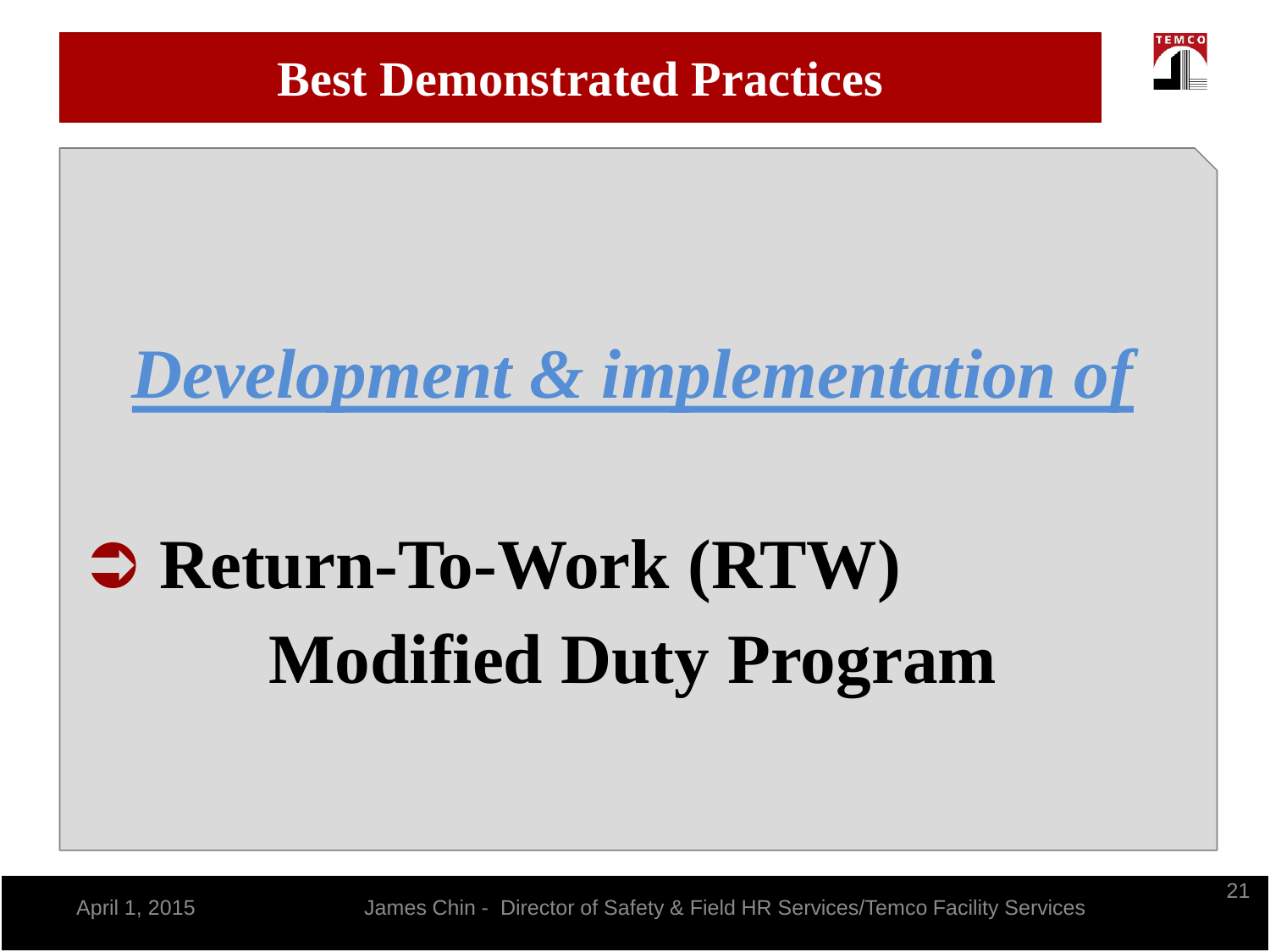# Best Demonstrated Practices

***Development & implementation of***

- **Return-To-Work (RTW) Modified Duty Program**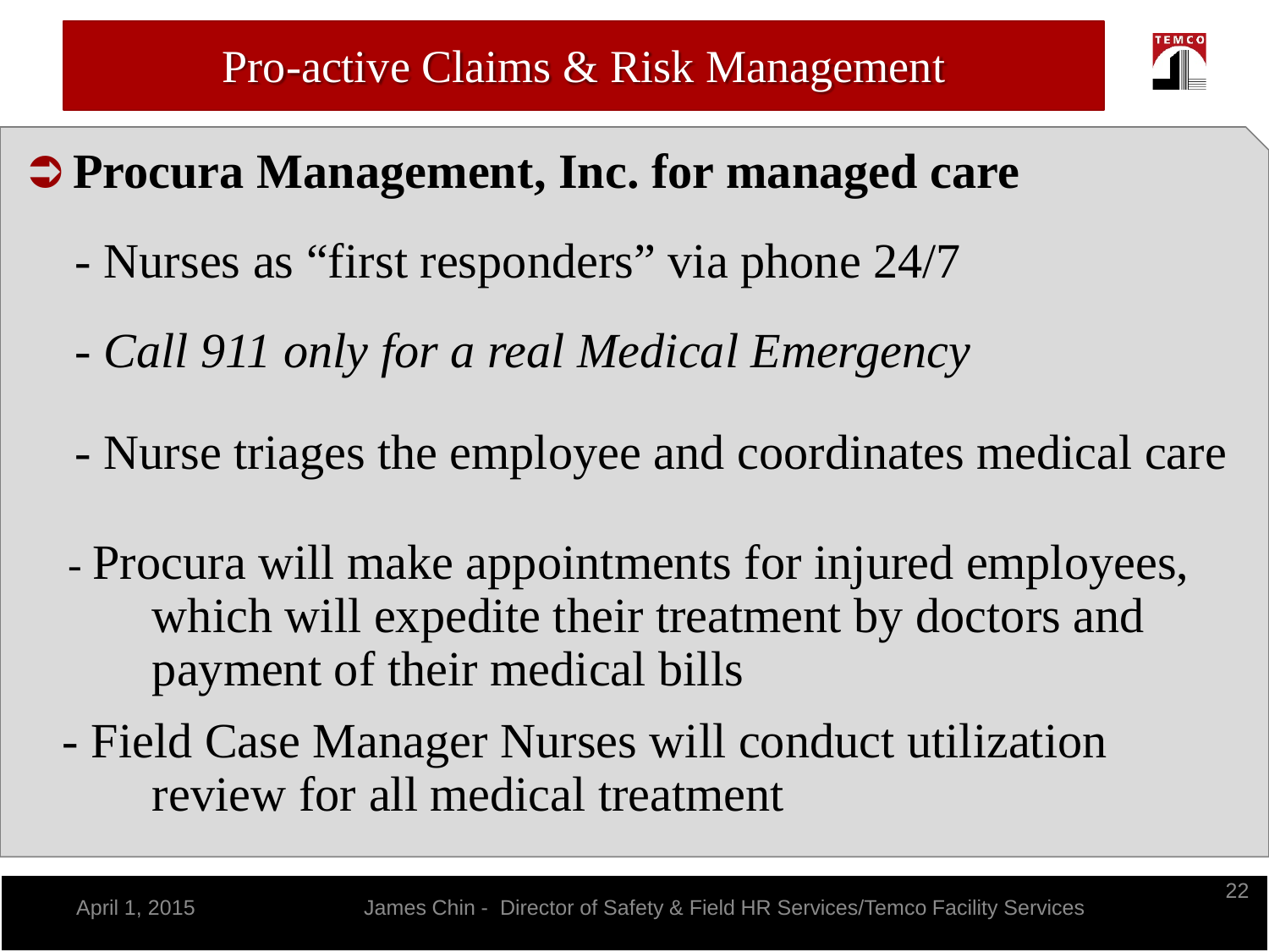# Pro-active Claims & Risk Management

## ➲ Procura Management, Inc. for managed care

- Nurses as "first responders" via phone 24/7
- *Call 911 only for a real Medical Emergency*
- Nurse triages the employee and coordinates medical care
- Procura will make appointments for injured employees, which will expedite their treatment by doctors and payment of their medical bills
- Field Case Manager Nurses will conduct utilization review for all medical treatment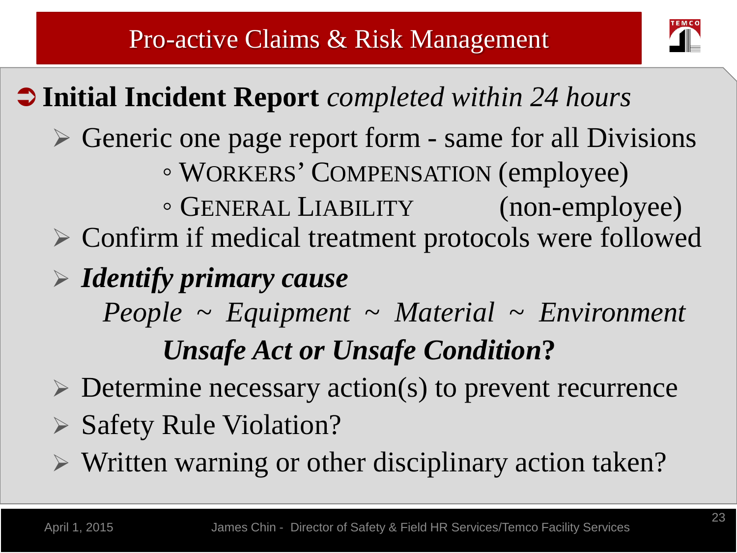# Pro-active Claims & Risk Management

- **Initial Incident Report** *completed within 24 hours*
  - Generic one page report form - same for all Divisions
    - WORKERS' COMPENSATION (employee)
    - GENERAL LIABILITY (non-employee)
  - Confirm if medical treatment protocols were followed
  - ***Identify primary cause***

    *People ~ Equipment ~ Material ~ Environment*

    ***Unsafe Act or Unsafe Condition*?**
  - Determine necessary action(s) to prevent recurrence
  - Safety Rule Violation?
  - Written warning or other disciplinary action taken?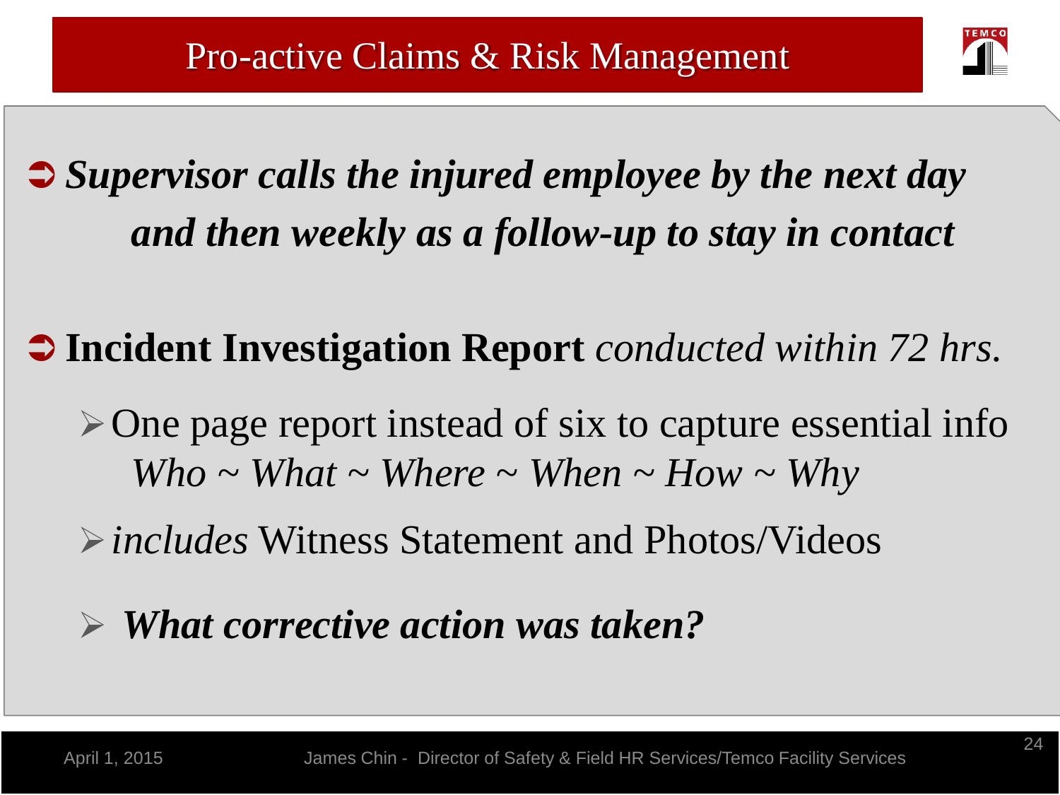# Pro-active Claims & Risk Management

- ***Supervisor calls the injured employee by the next day and then weekly as a follow-up to stay in contact***

- **Incident Investigation Report** *conducted within 72 hrs.*
  - One page report instead of six to capture essential info
    *Who ~ What ~ Where ~ When ~ How ~ Why*
  - *includes* Witness Statement and Photos/Videos
  - ***What corrective action was taken?***

April 1, 2015 — James Chin - Director of Safety & Field HR Services/Temco Facility Services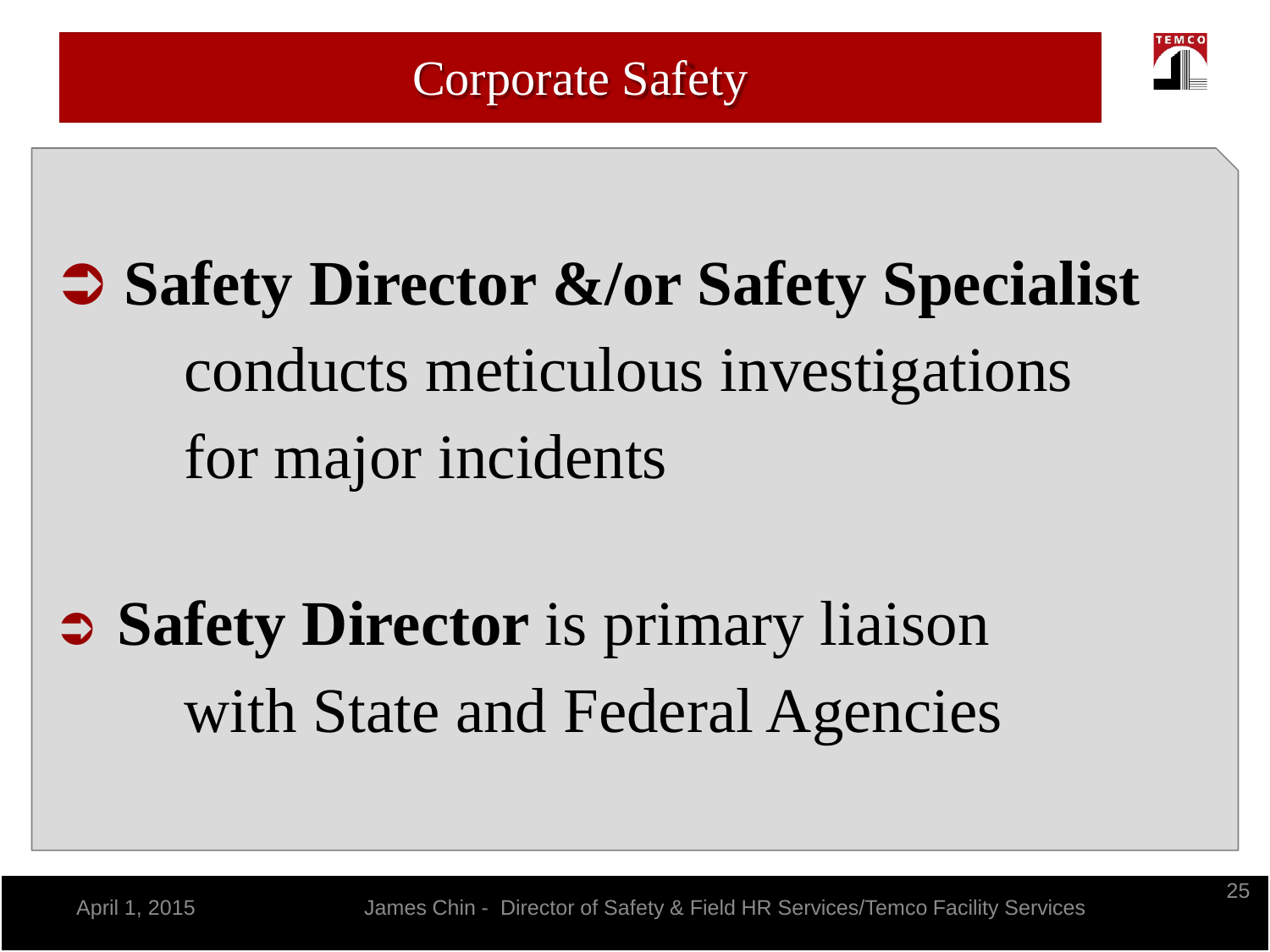# Corporate Safety

- **Safety Director &/or Safety Specialist** conducts meticulous investigations for major incidents

- **Safety Director** is primary liaison with State and Federal Agencies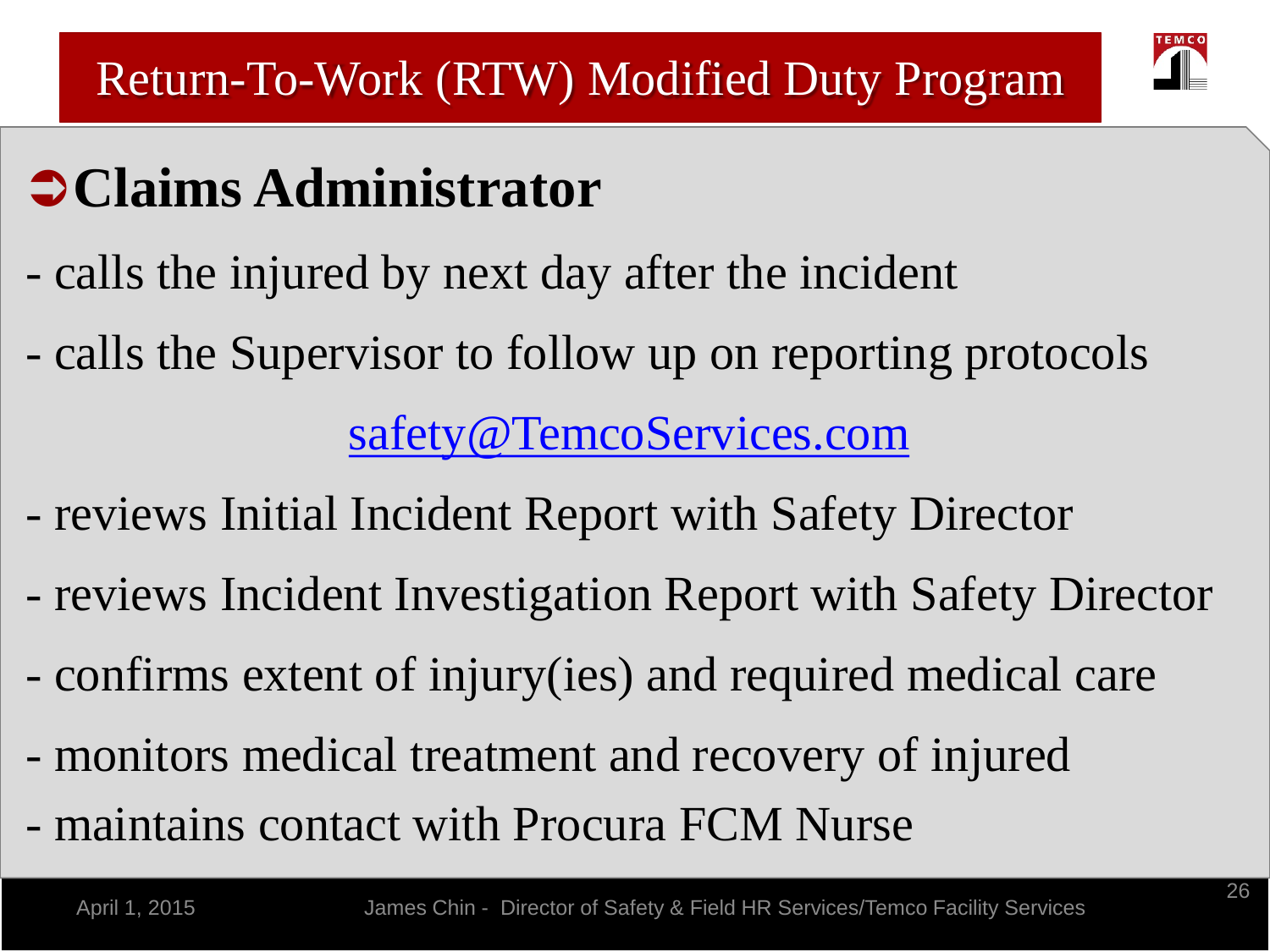# Return-To-Work (RTW) Modified Duty Program

## ➲Claims Administrator

- calls the injured by next day after the incident
- calls the Supervisor to follow up on reporting protocols

safety@TemcoServices.com

- reviews Initial Incident Report with Safety Director
- reviews Incident Investigation Report with Safety Director
- confirms extent of injury(ies) and required medical care
- monitors medical treatment and recovery of injured
- maintains contact with Procura FCM Nurse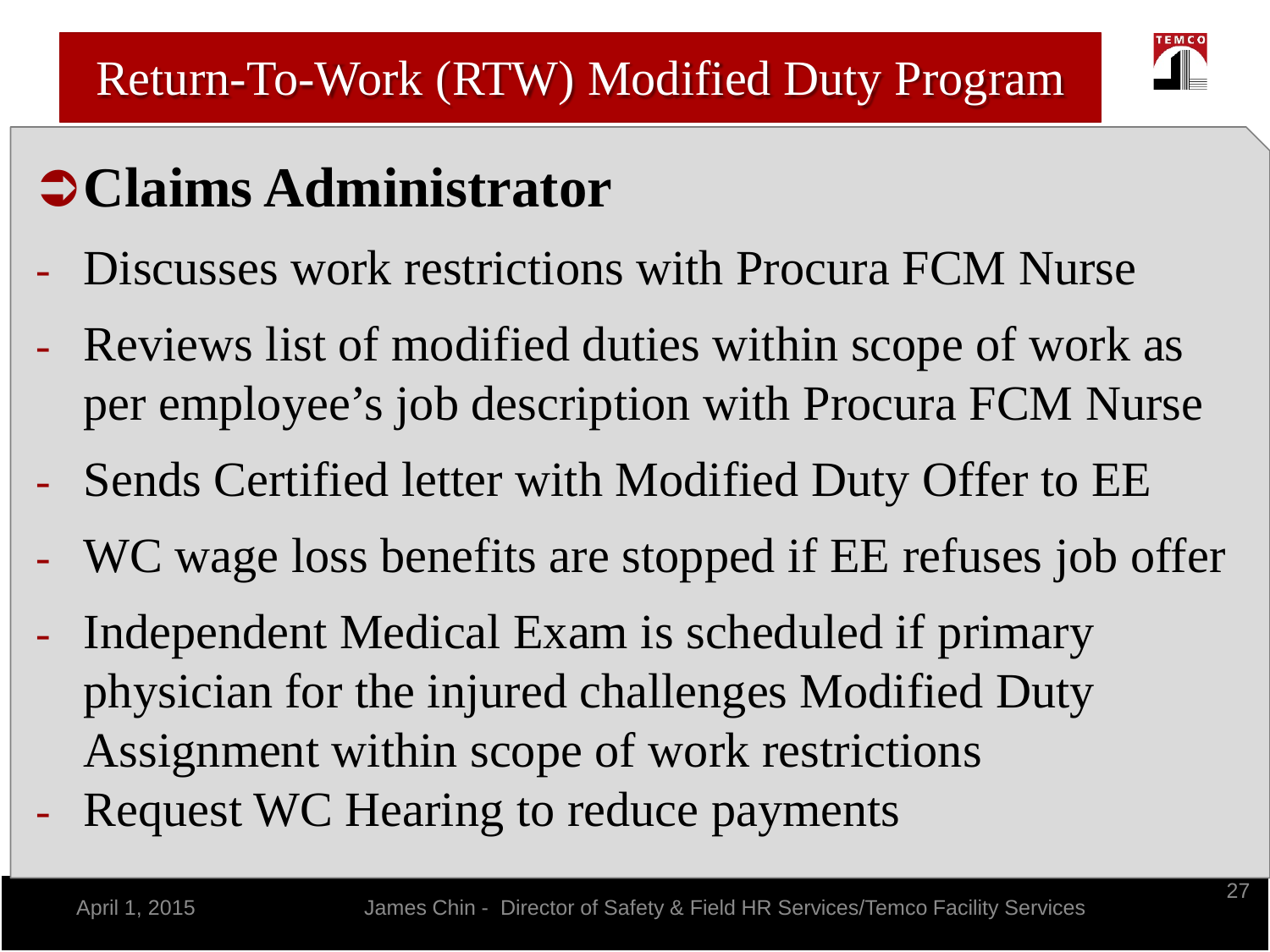# Return-To-Work (RTW) Modified Duty Program

## ➲Claims Administrator

- Discusses work restrictions with Procura FCM Nurse
- Reviews list of modified duties within scope of work as per employee's job description with Procura FCM Nurse
- Sends Certified letter with Modified Duty Offer to EE
- WC wage loss benefits are stopped if EE refuses job offer
- Independent Medical Exam is scheduled if primary physician for the injured challenges Modified Duty Assignment within scope of work restrictions
- Request WC Hearing to reduce payments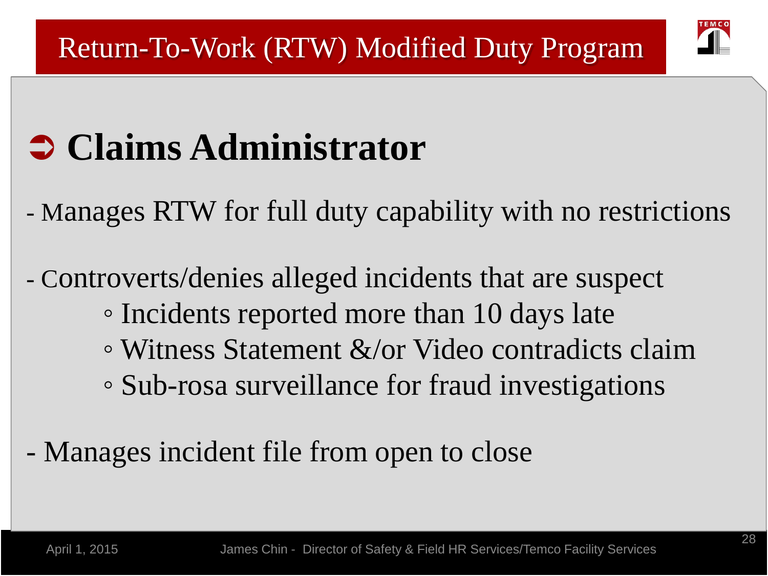# Return-To-Work (RTW) Modified Duty Program

## ➲ Claims Administrator

- Manages RTW for full duty capability with no restrictions

- Controverts/denies alleged incidents that are suspect
  - Incidents reported more than 10 days late
  - Witness Statement &/or Video contradicts claim
  - Sub-rosa surveillance for fraud investigations

- Manages incident file from open to close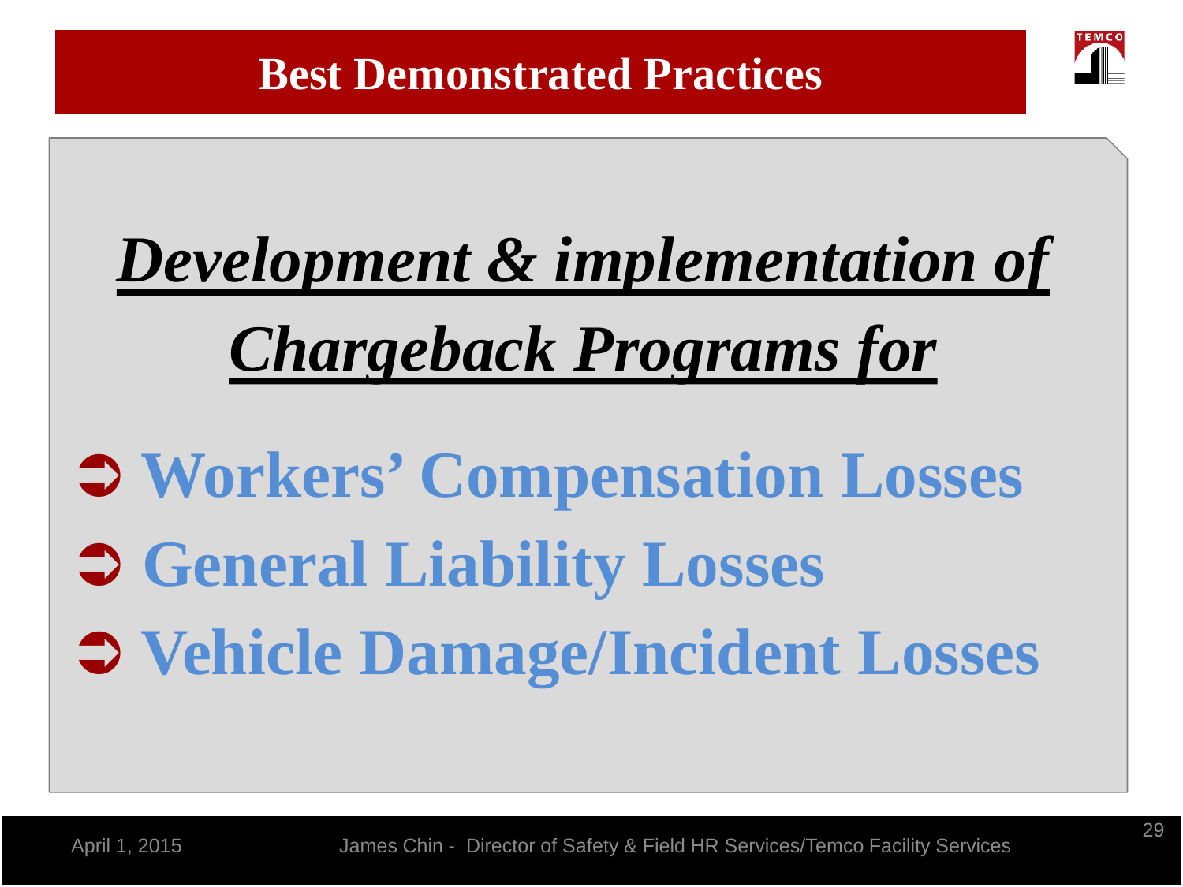# Best Demonstrated Practices

***Development & implementation of Chargeback Programs for***

- **Workers' Compensation Losses**
- **General Liability Losses**
- **Vehicle Damage/Incident Losses**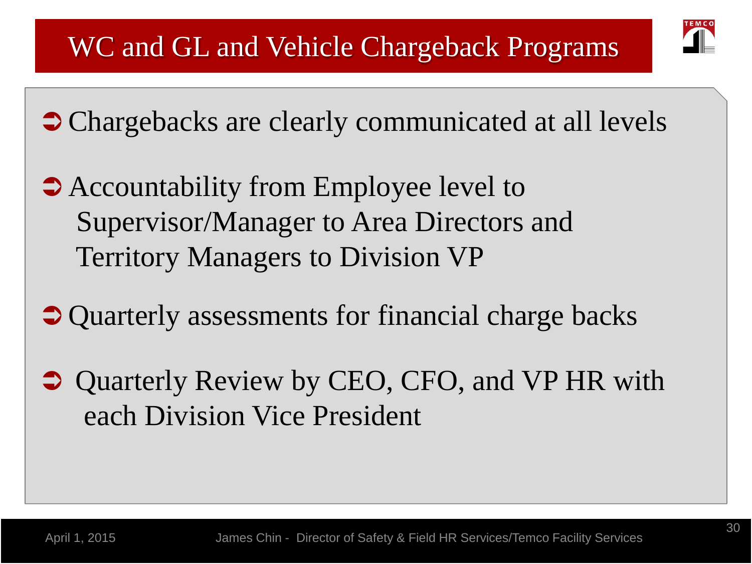# WC and GL and Vehicle Chargeback Programs

- Chargebacks are clearly communicated at all levels
- Accountability from Employee level to Supervisor/Manager to Area Directors and Territory Managers to Division VP
- Quarterly assessments for financial charge backs
- Quarterly Review by CEO, CFO, and VP HR with each Division Vice President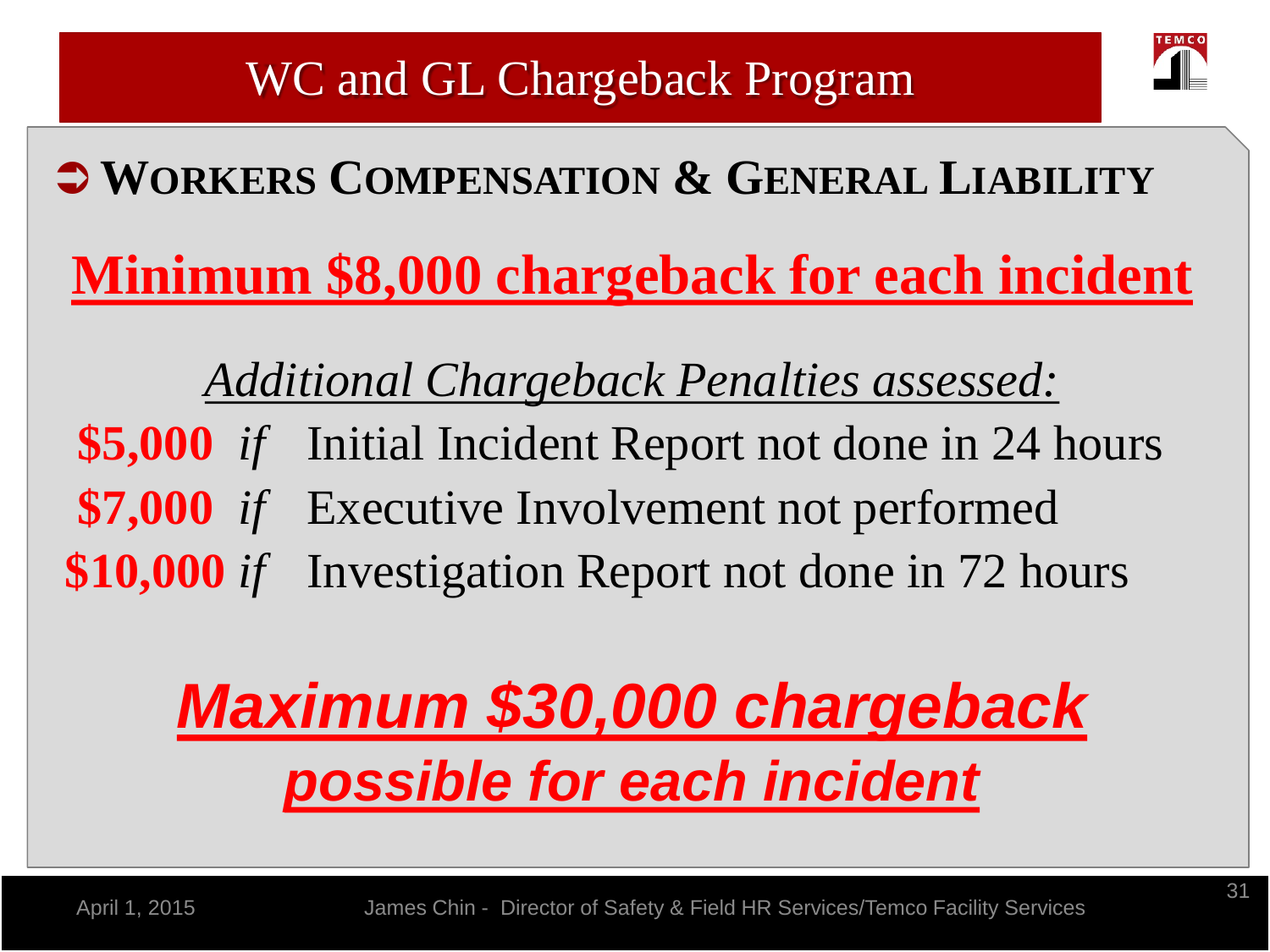# WC and GL Chargeback Program

- **WORKERS COMPENSATION & GENERAL LIABILITY**

## Minimum $8,000 chargeback for each incident

*Additional Chargeback Penalties assessed:*

**$5,000** *if* Initial Incident Report not done in 24 hours

**$7,000** *if* Executive Involvement not performed

**$10,000** *if* Investigation Report not done in 72 hours

## ***Maximum $30,000 chargeback possible for each incident***

April 1, 2015 James Chin - Director of Safety & Field HR Services/Temco Facility Services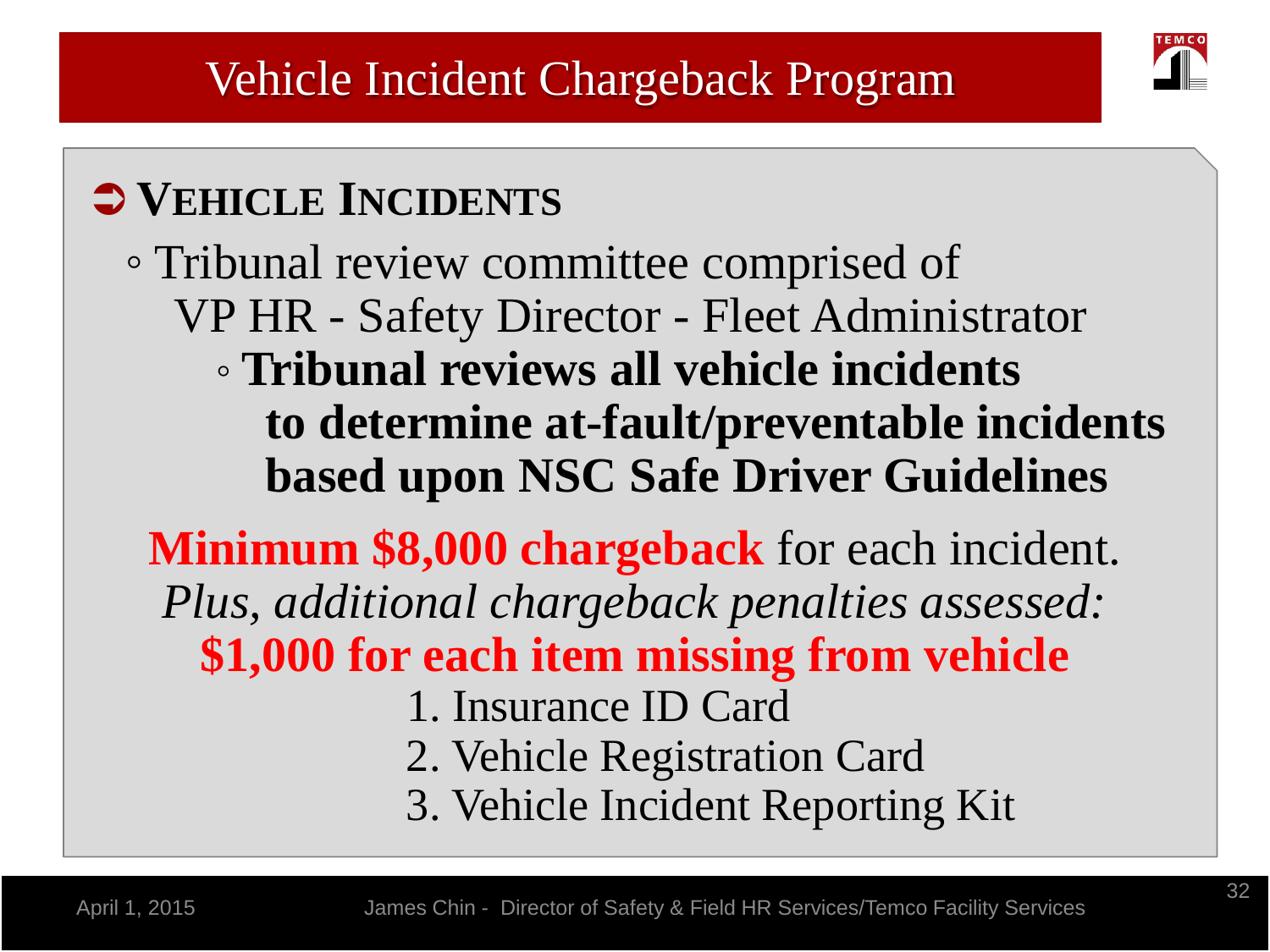# Vehicle Incident Chargeback Program

## ➲ Vehicle Incidents

- Tribunal review committee comprised of VP HR - Safety Director - Fleet Administrator
  - **Tribunal reviews all vehicle incidents to determine at-fault/preventable incidents based upon NSC Safe Driver Guidelines**

**Minimum $8,000 chargeback** for each incident.

*Plus, additional chargeback penalties assessed:*

**$1,000 for each item missing from vehicle**

1. Insurance ID Card
2. Vehicle Registration Card
3. Vehicle Incident Reporting Kit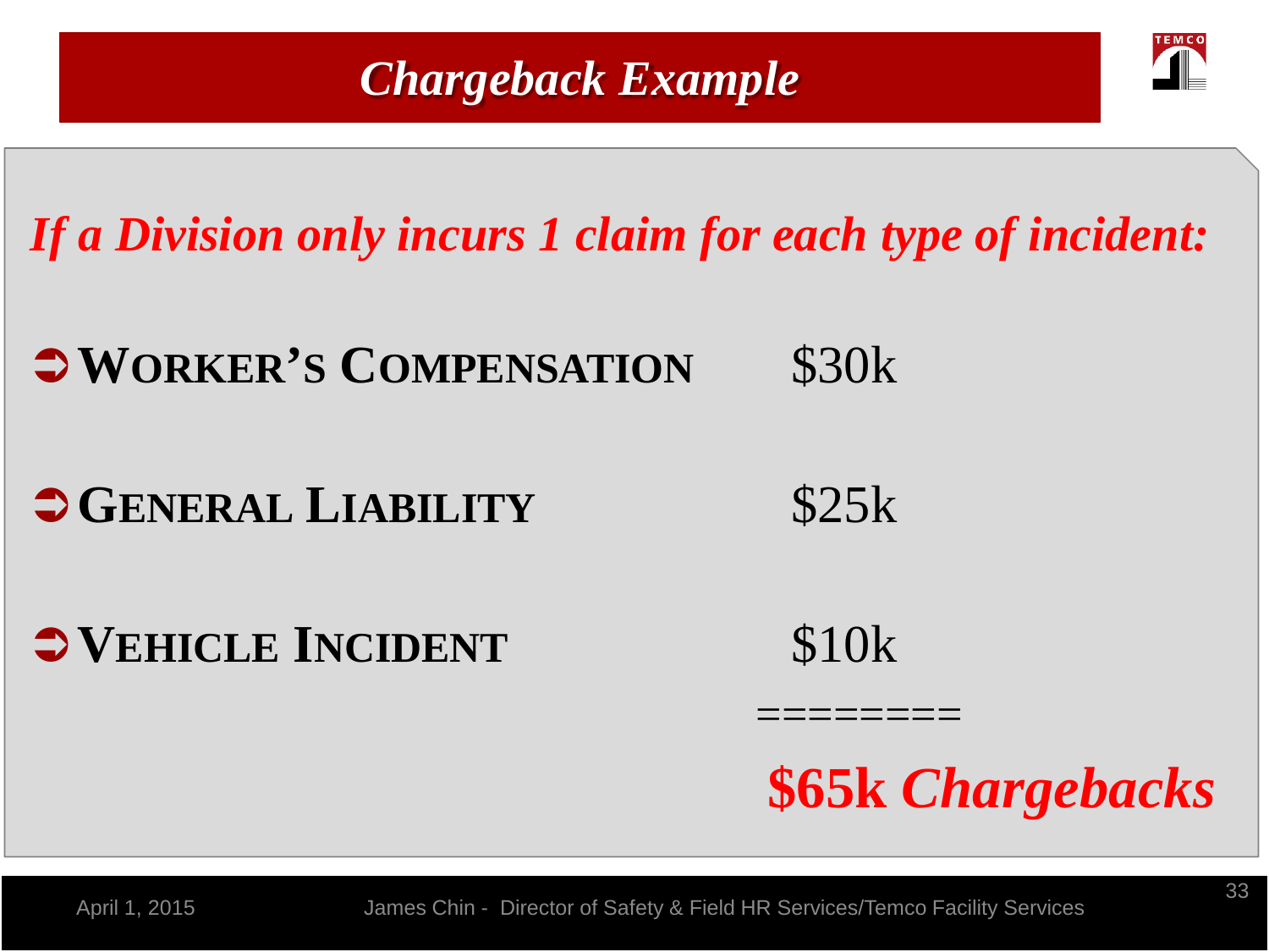# *Chargeback Example*

***If a Division only incurs 1 claim for each type of incident:***

- **WORKER'S COMPENSATION** $30k
- **GENERAL LIABILITY** $25k
- **VEHICLE INCIDENT** $10k

========

**$65k *Chargebacks***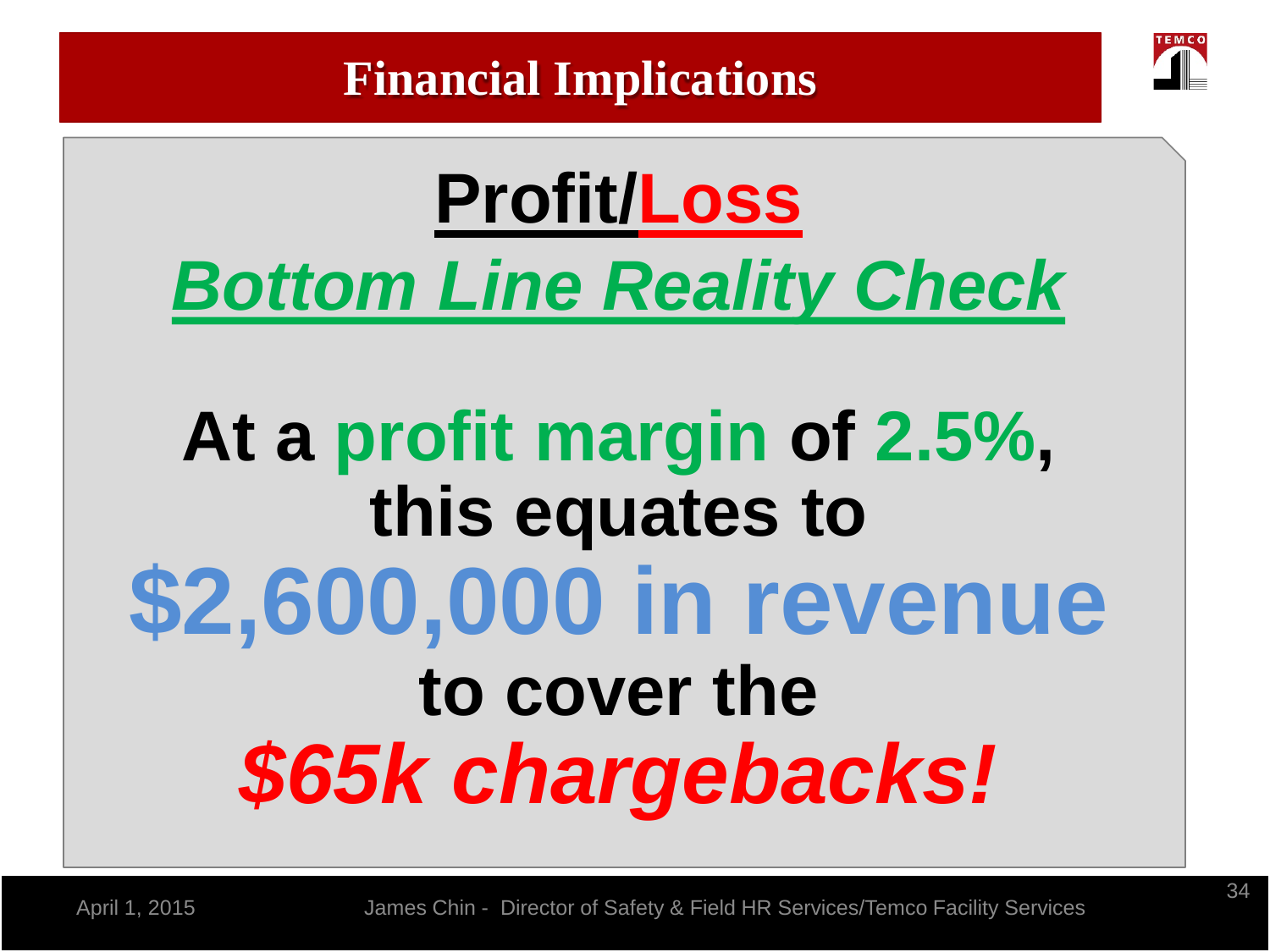# Financial Implications

## Profit/Loss

## *Bottom Line Reality Check*

**At a profit margin of 2.5%, this equates to**

**$2,600,000 in revenue**

**to cover the**

***$65k chargebacks!***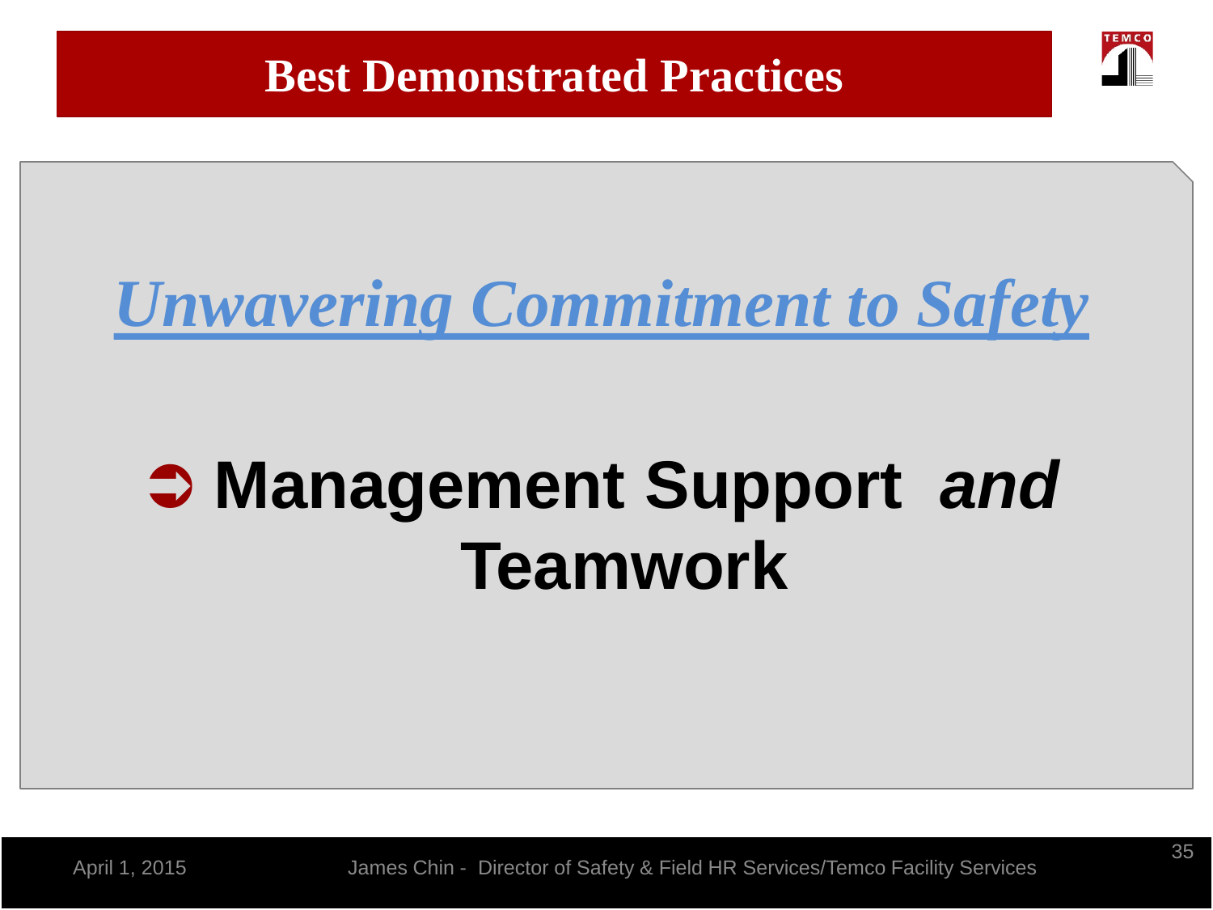# Best Demonstrated Practices

## *Unwavering Commitment to Safety*

- **Management Support *and* Teamwork**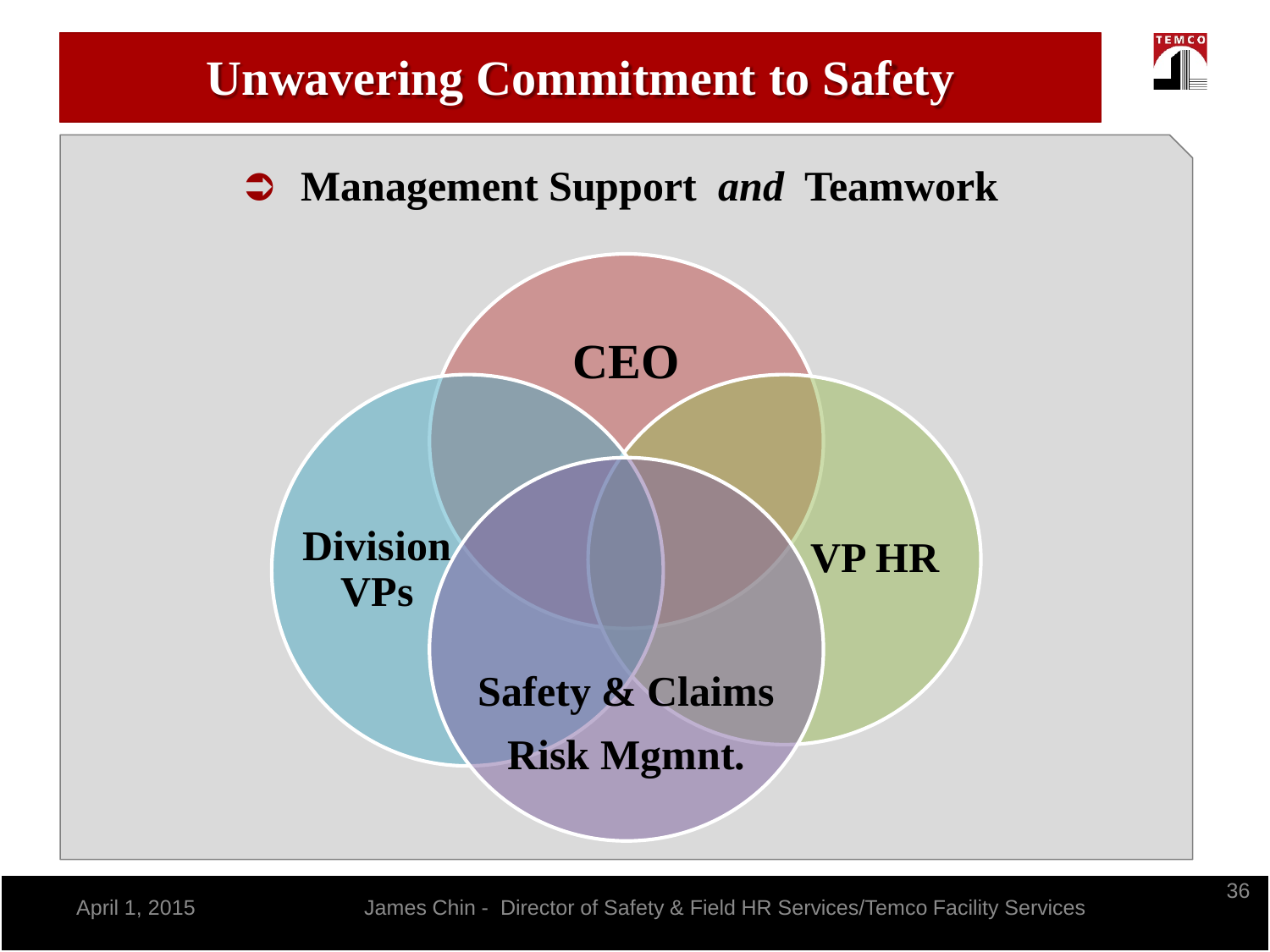# Unwavering Commitment to Safety

- **Management Support** ***and*** **Teamwork**

**CEO**

**Division VPs**

**VP HR**

**Safety & Claims Risk Mgmnt.**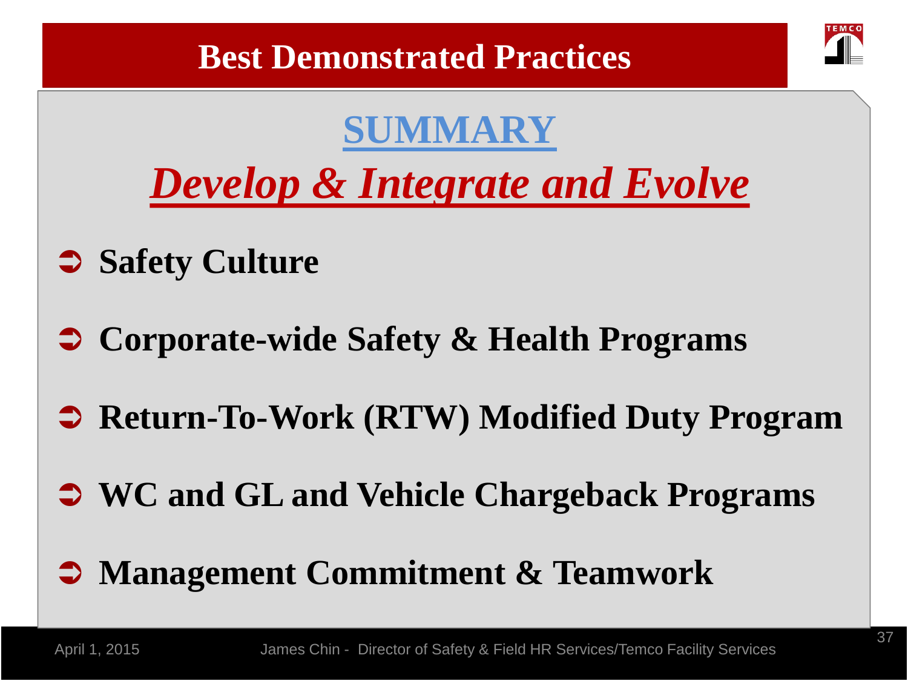# Best Demonstrated Practices

## SUMMARY

## *Develop & Integrate and Evolve*

- **Safety Culture**
- **Corporate-wide Safety & Health Programs**
- **Return-To-Work (RTW) Modified Duty Program**
- **WC and GL and Vehicle Chargeback Programs**
- **Management Commitment & Teamwork**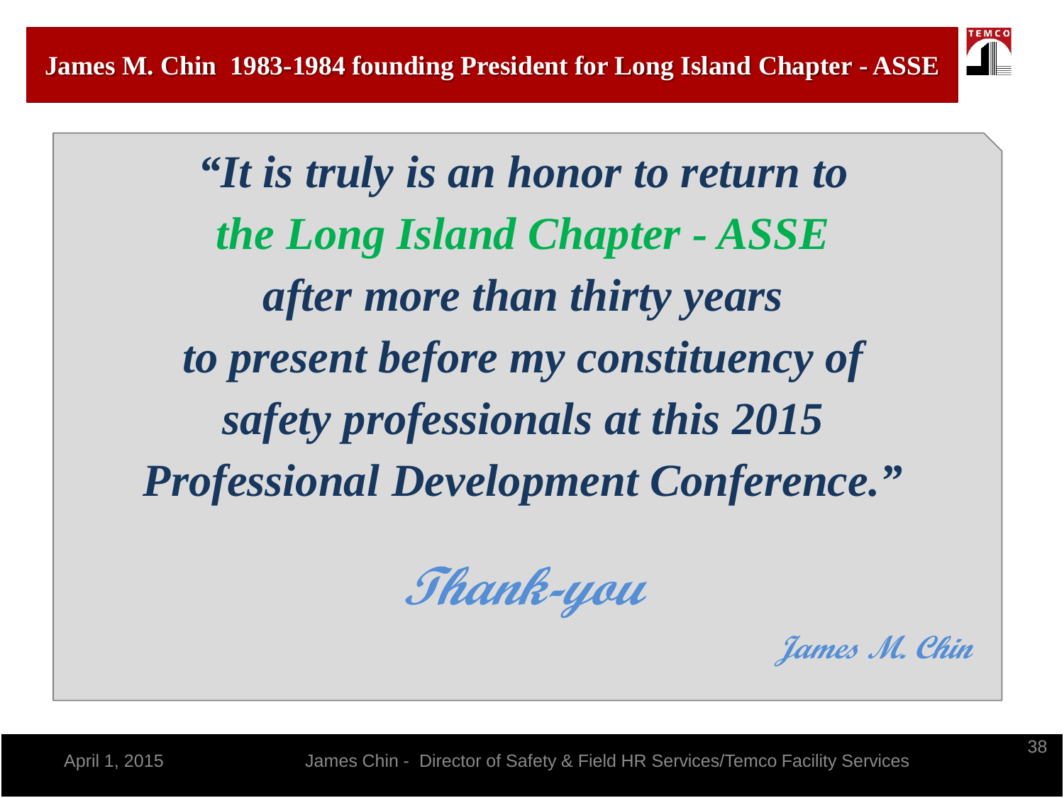## James M. Chin 1983-1984 founding President for Long Island Chapter - ASSE

***"It is truly is an honor to return to the Long Island Chapter - ASSE after more than thirty years to present before my constituency of safety professionals at this 2015 Professional Development Conference."***

*Thank-you*

*James M. Chin*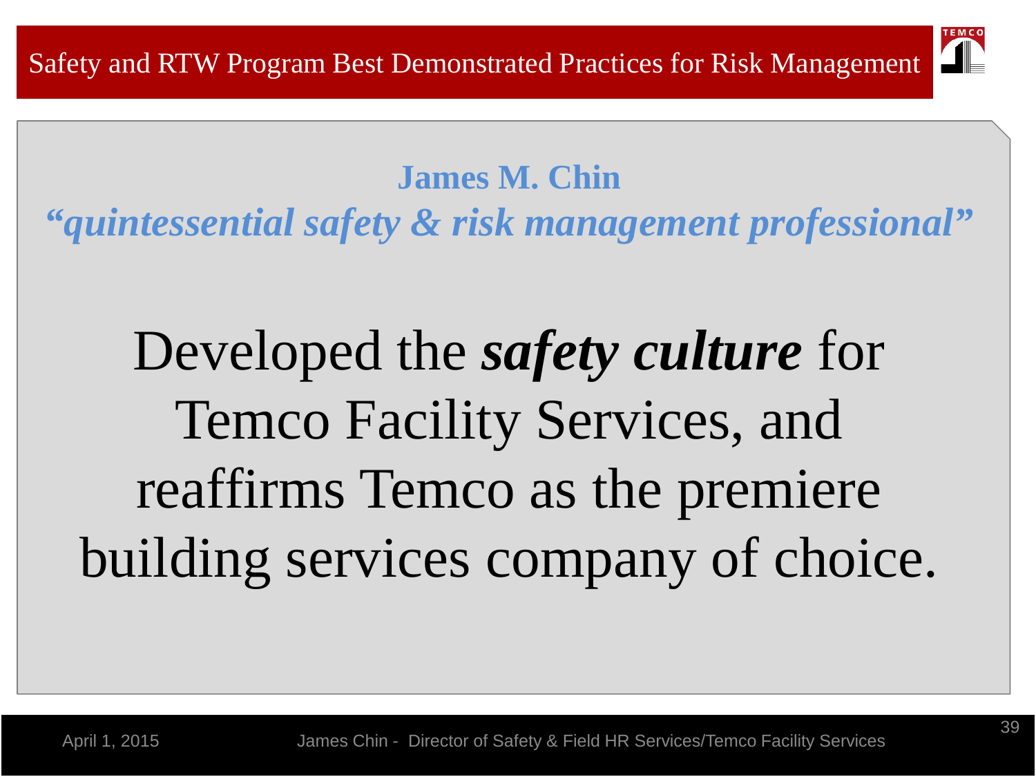**James M. Chin**

***"quintessential safety & risk management professional"***

Developed the ***safety culture*** for Temco Facility Services, and reaffirms Temco as the premiere building services company of choice.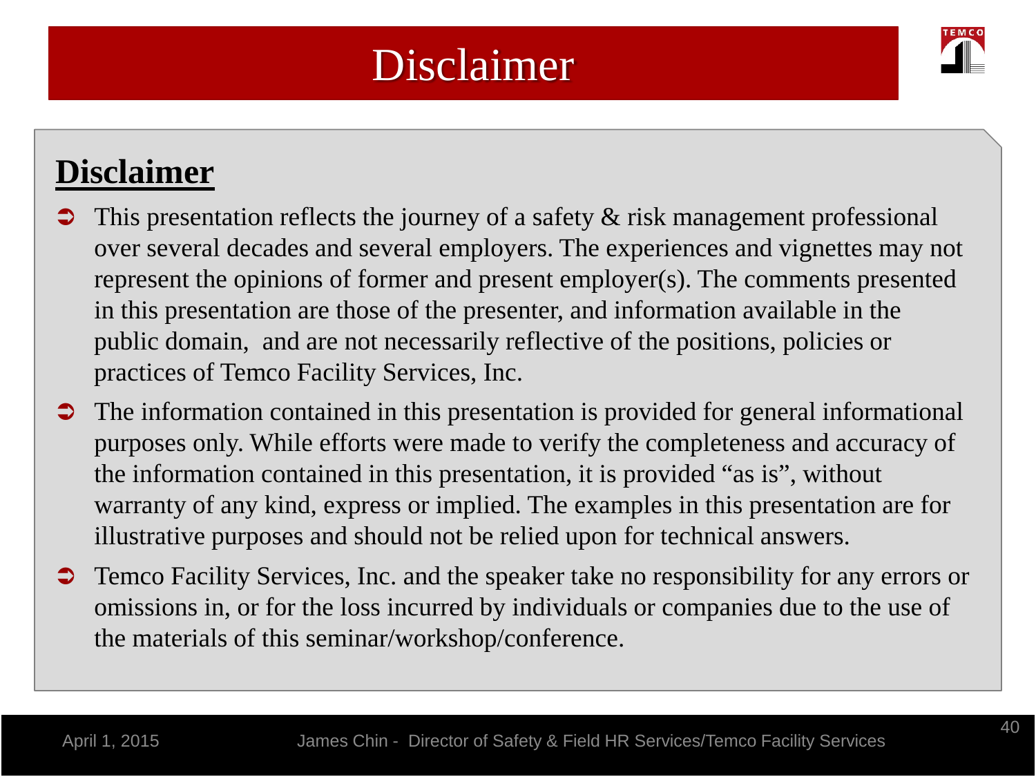# Disclaimer

**Disclaimer**

- This presentation reflects the journey of a safety & risk management professional over several decades and several employers. The experiences and vignettes may not represent the opinions of former and present employer(s). The comments presented in this presentation are those of the presenter, and information available in the public domain, and are not necessarily reflective of the positions, policies or practices of Temco Facility Services, Inc.
- The information contained in this presentation is provided for general informational purposes only. While efforts were made to verify the completeness and accuracy of the information contained in this presentation, it is provided "as is", without warranty of any kind, express or implied. The examples in this presentation are for illustrative purposes and should not be relied upon for technical answers.
- Temco Facility Services, Inc. and the speaker take no responsibility for any errors or omissions in, or for the loss incurred by individuals or companies due to the use of the materials of this seminar/workshop/conference.